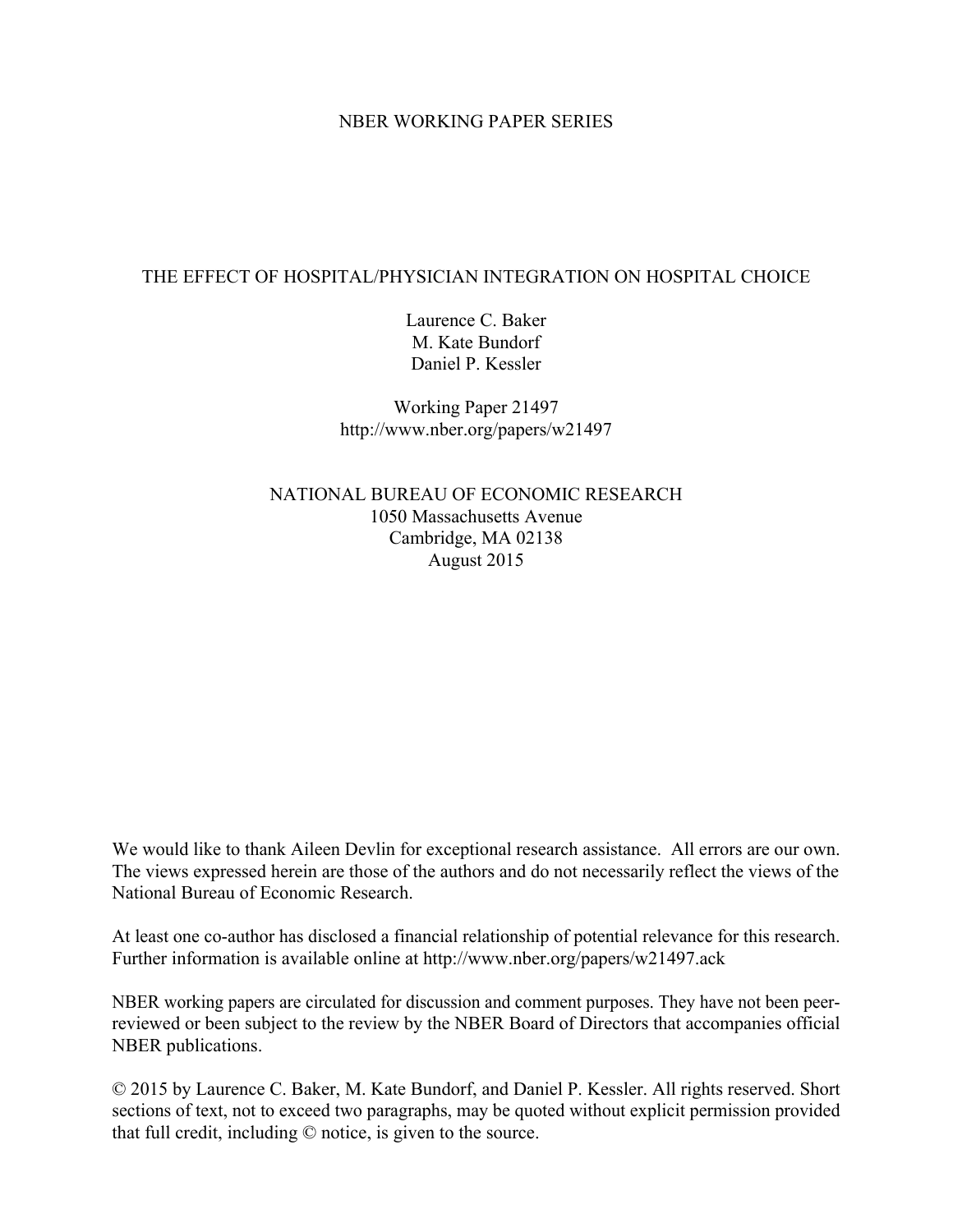NBER WORKING PAPER SERIES

# THE EFFECT OF HOSPITAL/PHYSICIAN INTEGRATION ON HOSPITAL CHOICE

Laurence C. Baker
M. Kate Bundorf
Daniel P. Kessler

Working Paper 21497
http://www.nber.org/papers/w21497

NATIONAL BUREAU OF ECONOMIC RESEARCH
1050 Massachusetts Avenue
Cambridge, MA 02138
August 2015

We would like to thank Aileen Devlin for exceptional research assistance. All errors are our own. The views expressed herein are those of the authors and do not necessarily reflect the views of the National Bureau of Economic Research.

At least one co-author has disclosed a financial relationship of potential relevance for this research. Further information is available online at http://www.nber.org/papers/w21497.ack

NBER working papers are circulated for discussion and comment purposes. They have not been peer-reviewed or been subject to the review by the NBER Board of Directors that accompanies official NBER publications.

© 2015 by Laurence C. Baker, M. Kate Bundorf, and Daniel P. Kessler. All rights reserved. Short sections of text, not to exceed two paragraphs, may be quoted without explicit permission provided that full credit, including © notice, is given to the source.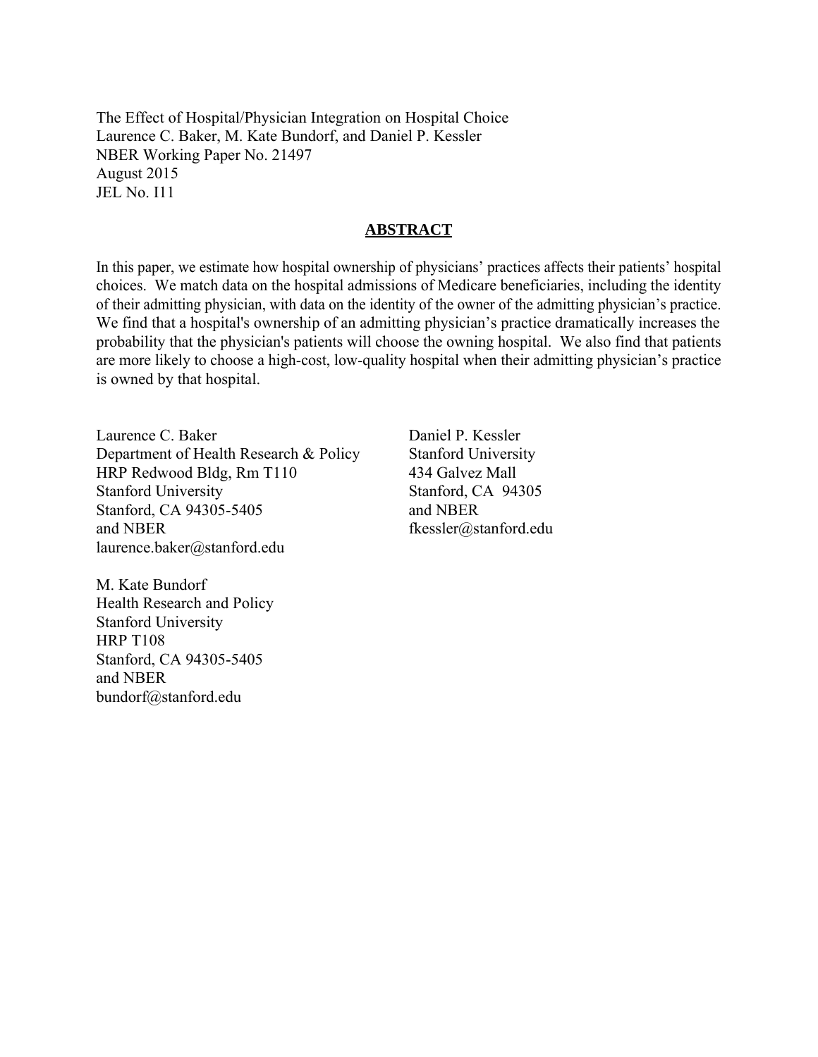The Effect of Hospital/Physician Integration on Hospital Choice
Laurence C. Baker, M. Kate Bundorf, and Daniel P. Kessler
NBER Working Paper No. 21497
August 2015
JEL No. I11

## ABSTRACT

In this paper, we estimate how hospital ownership of physicians' practices affects their patients' hospital choices. We match data on the hospital admissions of Medicare beneficiaries, including the identity of their admitting physician, with data on the identity of the owner of the admitting physician's practice. We find that a hospital's ownership of an admitting physician's practice dramatically increases the probability that the physician's patients will choose the owning hospital. We also find that patients are more likely to choose a high-cost, low-quality hospital when their admitting physician's practice is owned by that hospital.

Laurence C. Baker
Department of Health Research & Policy
HRP Redwood Bldg, Rm T110
Stanford University
Stanford, CA 94305-5405
and NBER
laurence.baker@stanford.edu

M. Kate Bundorf
Health Research and Policy
Stanford University
HRP T108
Stanford, CA 94305-5405
and NBER
bundorf@stanford.edu

Daniel P. Kessler
Stanford University
434 Galvez Mall
Stanford, CA 94305
and NBER
fkessler@stanford.edu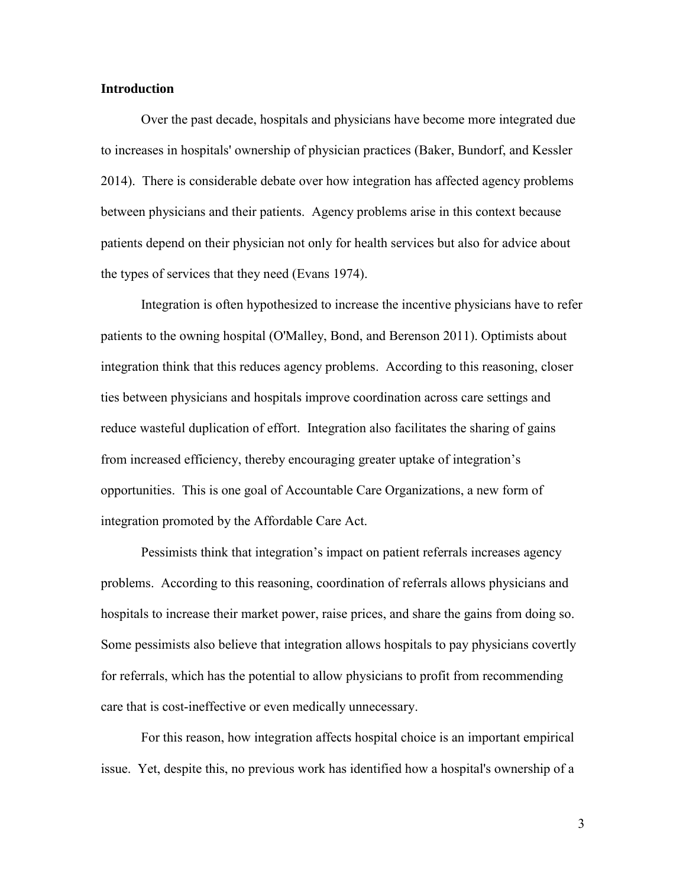## Introduction

Over the past decade, hospitals and physicians have become more integrated due to increases in hospitals' ownership of physician practices (Baker, Bundorf, and Kessler 2014). There is considerable debate over how integration has affected agency problems between physicians and their patients. Agency problems arise in this context because patients depend on their physician not only for health services but also for advice about the types of services that they need (Evans 1974).

Integration is often hypothesized to increase the incentive physicians have to refer patients to the owning hospital (O'Malley, Bond, and Berenson 2011). Optimists about integration think that this reduces agency problems. According to this reasoning, closer ties between physicians and hospitals improve coordination across care settings and reduce wasteful duplication of effort. Integration also facilitates the sharing of gains from increased efficiency, thereby encouraging greater uptake of integration's opportunities. This is one goal of Accountable Care Organizations, a new form of integration promoted by the Affordable Care Act.

Pessimists think that integration's impact on patient referrals increases agency problems. According to this reasoning, coordination of referrals allows physicians and hospitals to increase their market power, raise prices, and share the gains from doing so. Some pessimists also believe that integration allows hospitals to pay physicians covertly for referrals, which has the potential to allow physicians to profit from recommending care that is cost-ineffective or even medically unnecessary.

For this reason, how integration affects hospital choice is an important empirical issue. Yet, despite this, no previous work has identified how a hospital's ownership of a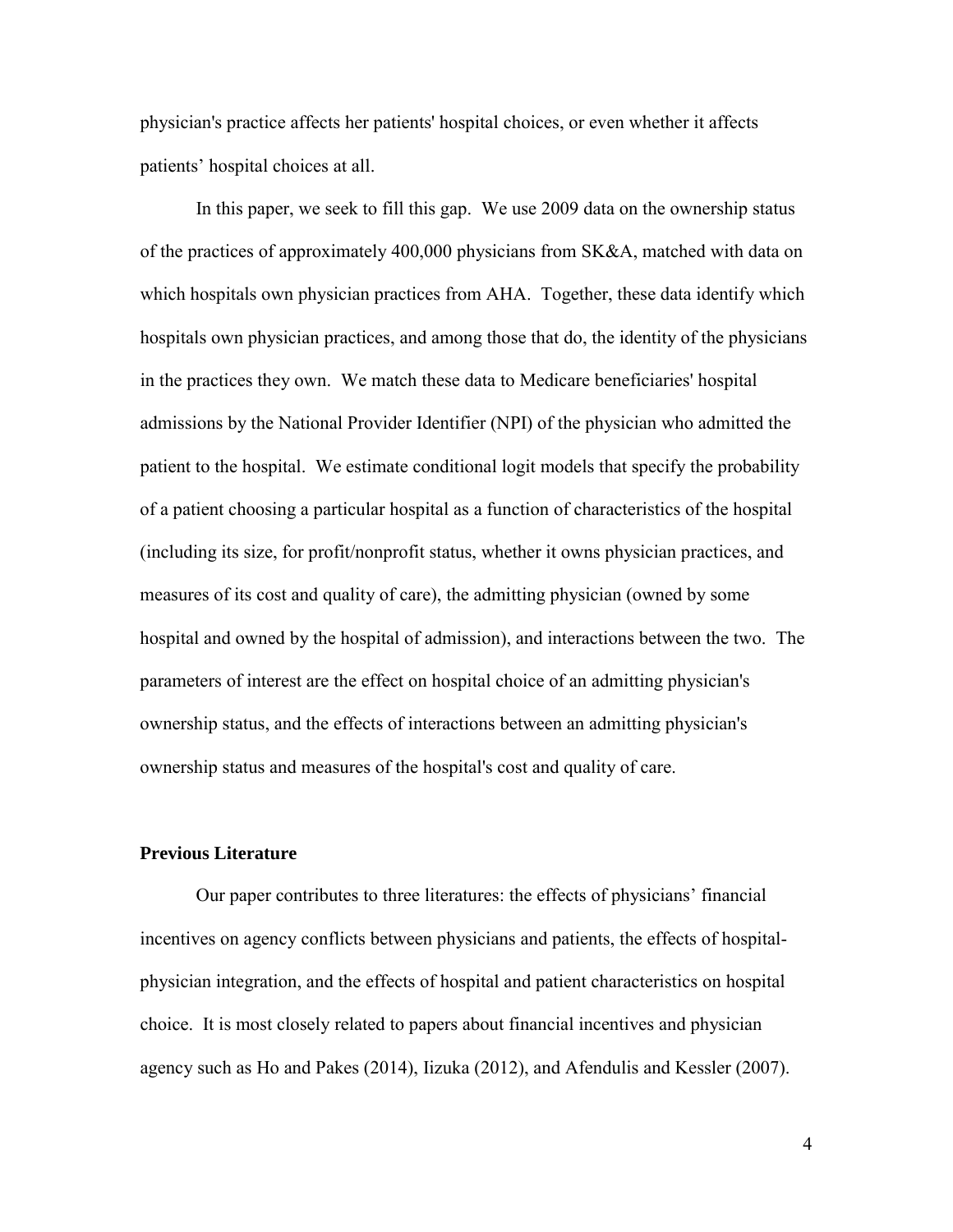physician's practice affects her patients' hospital choices, or even whether it affects patients' hospital choices at all.

In this paper, we seek to fill this gap. We use 2009 data on the ownership status of the practices of approximately 400,000 physicians from SK&A, matched with data on which hospitals own physician practices from AHA. Together, these data identify which hospitals own physician practices, and among those that do, the identity of the physicians in the practices they own. We match these data to Medicare beneficiaries' hospital admissions by the National Provider Identifier (NPI) of the physician who admitted the patient to the hospital. We estimate conditional logit models that specify the probability of a patient choosing a particular hospital as a function of characteristics of the hospital (including its size, for profit/nonprofit status, whether it owns physician practices, and measures of its cost and quality of care), the admitting physician (owned by some hospital and owned by the hospital of admission), and interactions between the two. The parameters of interest are the effect on hospital choice of an admitting physician's ownership status, and the effects of interactions between an admitting physician's ownership status and measures of the hospital's cost and quality of care.

### Previous Literature

Our paper contributes to three literatures: the effects of physicians' financial incentives on agency conflicts between physicians and patients, the effects of hospital-physician integration, and the effects of hospital and patient characteristics on hospital choice. It is most closely related to papers about financial incentives and physician agency such as Ho and Pakes (2014), Iizuka (2012), and Afendulis and Kessler (2007).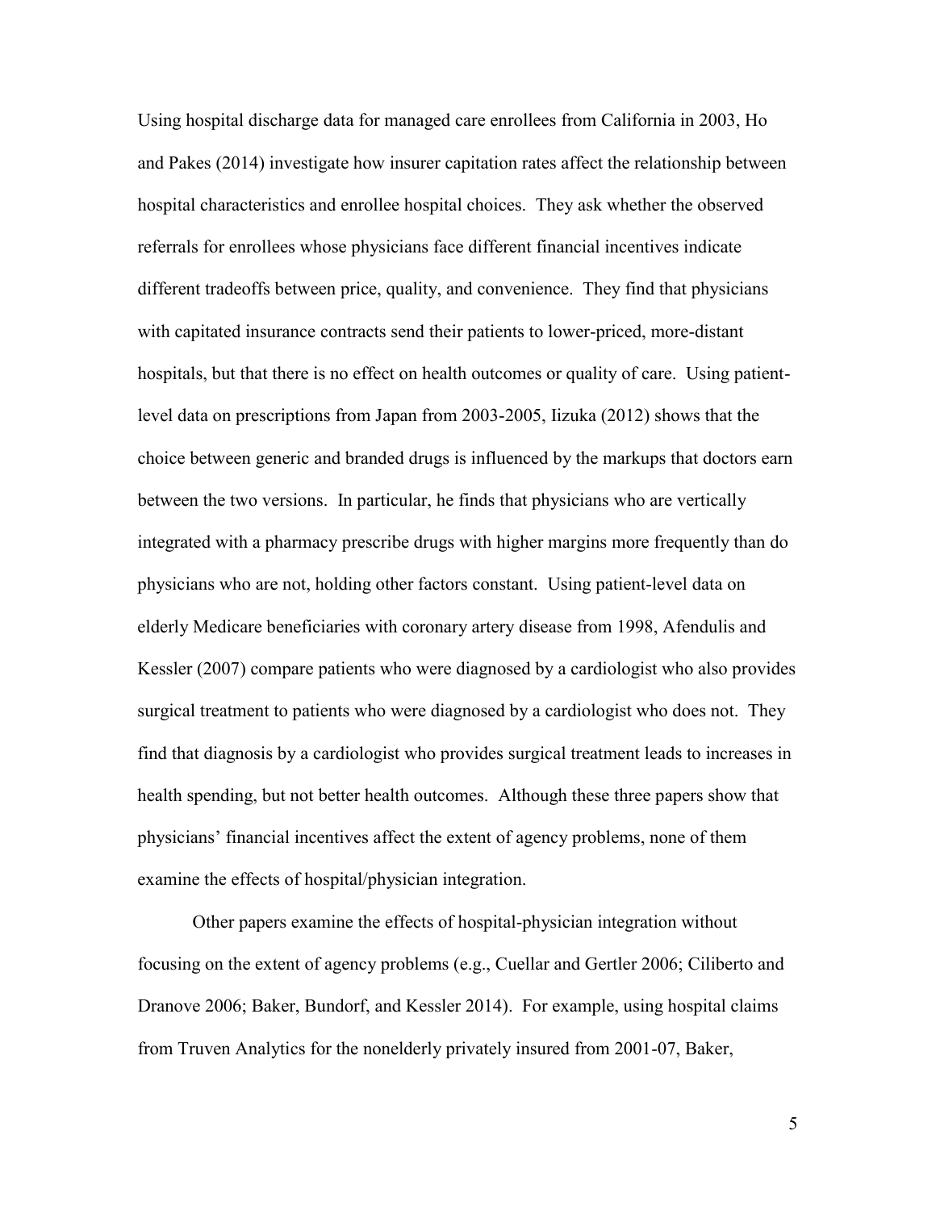Using hospital discharge data for managed care enrollees from California in 2003, Ho and Pakes (2014) investigate how insurer capitation rates affect the relationship between hospital characteristics and enrollee hospital choices. They ask whether the observed referrals for enrollees whose physicians face different financial incentives indicate different tradeoffs between price, quality, and convenience. They find that physicians with capitated insurance contracts send their patients to lower-priced, more-distant hospitals, but that there is no effect on health outcomes or quality of care. Using patient-level data on prescriptions from Japan from 2003-2005, Iizuka (2012) shows that the choice between generic and branded drugs is influenced by the markups that doctors earn between the two versions. In particular, he finds that physicians who are vertically integrated with a pharmacy prescribe drugs with higher margins more frequently than do physicians who are not, holding other factors constant. Using patient-level data on elderly Medicare beneficiaries with coronary artery disease from 1998, Afendulis and Kessler (2007) compare patients who were diagnosed by a cardiologist who also provides surgical treatment to patients who were diagnosed by a cardiologist who does not. They find that diagnosis by a cardiologist who provides surgical treatment leads to increases in health spending, but not better health outcomes. Although these three papers show that physicians' financial incentives affect the extent of agency problems, none of them examine the effects of hospital/physician integration.

Other papers examine the effects of hospital-physician integration without focusing on the extent of agency problems (e.g., Cuellar and Gertler 2006; Ciliberto and Dranove 2006; Baker, Bundorf, and Kessler 2014). For example, using hospital claims from Truven Analytics for the nonelderly privately insured from 2001-07, Baker,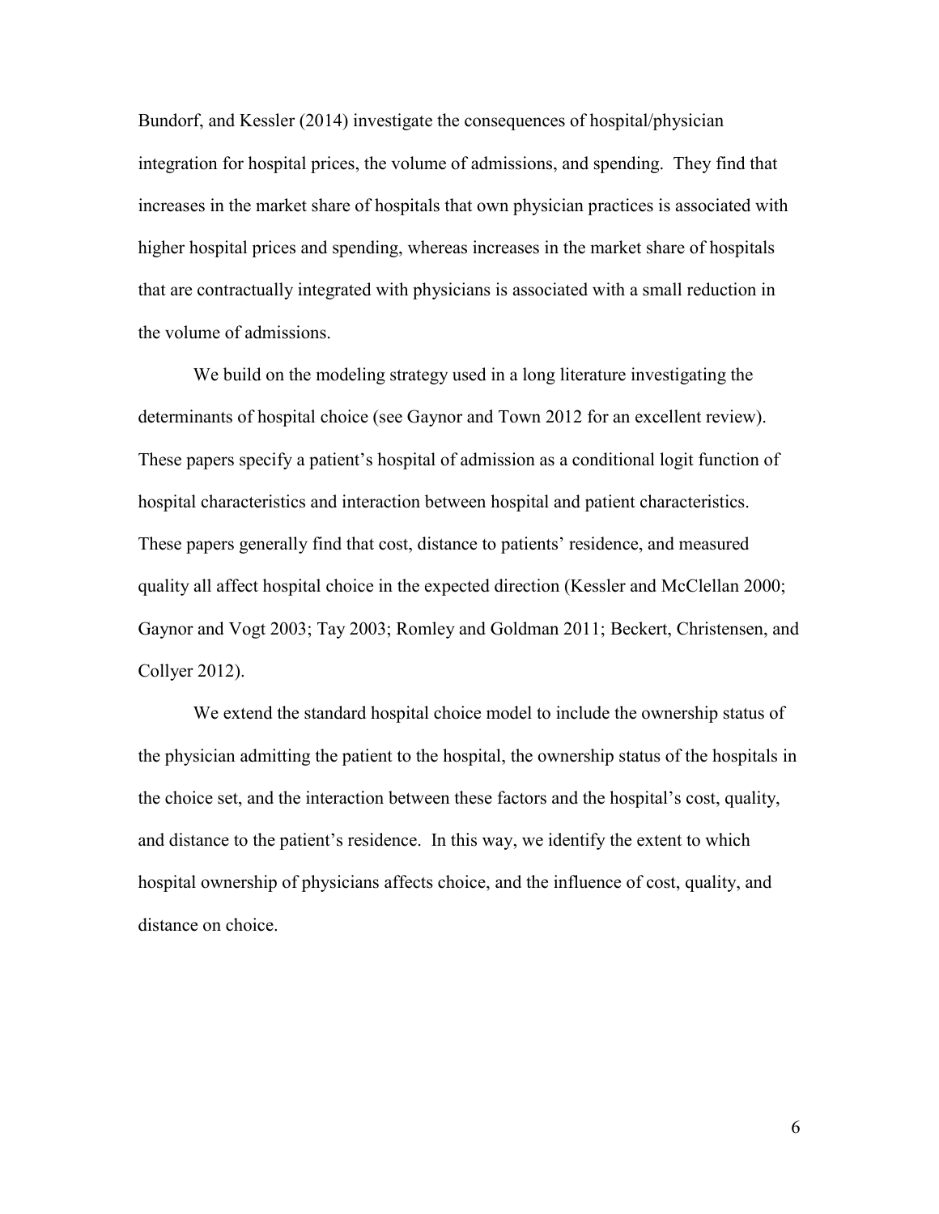Bundorf, and Kessler (2014) investigate the consequences of hospital/physician integration for hospital prices, the volume of admissions, and spending. They find that increases in the market share of hospitals that own physician practices is associated with higher hospital prices and spending, whereas increases in the market share of hospitals that are contractually integrated with physicians is associated with a small reduction in the volume of admissions.

We build on the modeling strategy used in a long literature investigating the determinants of hospital choice (see Gaynor and Town 2012 for an excellent review). These papers specify a patient's hospital of admission as a conditional logit function of hospital characteristics and interaction between hospital and patient characteristics. These papers generally find that cost, distance to patients' residence, and measured quality all affect hospital choice in the expected direction (Kessler and McClellan 2000; Gaynor and Vogt 2003; Tay 2003; Romley and Goldman 2011; Beckert, Christensen, and Collyer 2012).

We extend the standard hospital choice model to include the ownership status of the physician admitting the patient to the hospital, the ownership status of the hospitals in the choice set, and the interaction between these factors and the hospital's cost, quality, and distance to the patient's residence. In this way, we identify the extent to which hospital ownership of physicians affects choice, and the influence of cost, quality, and distance on choice.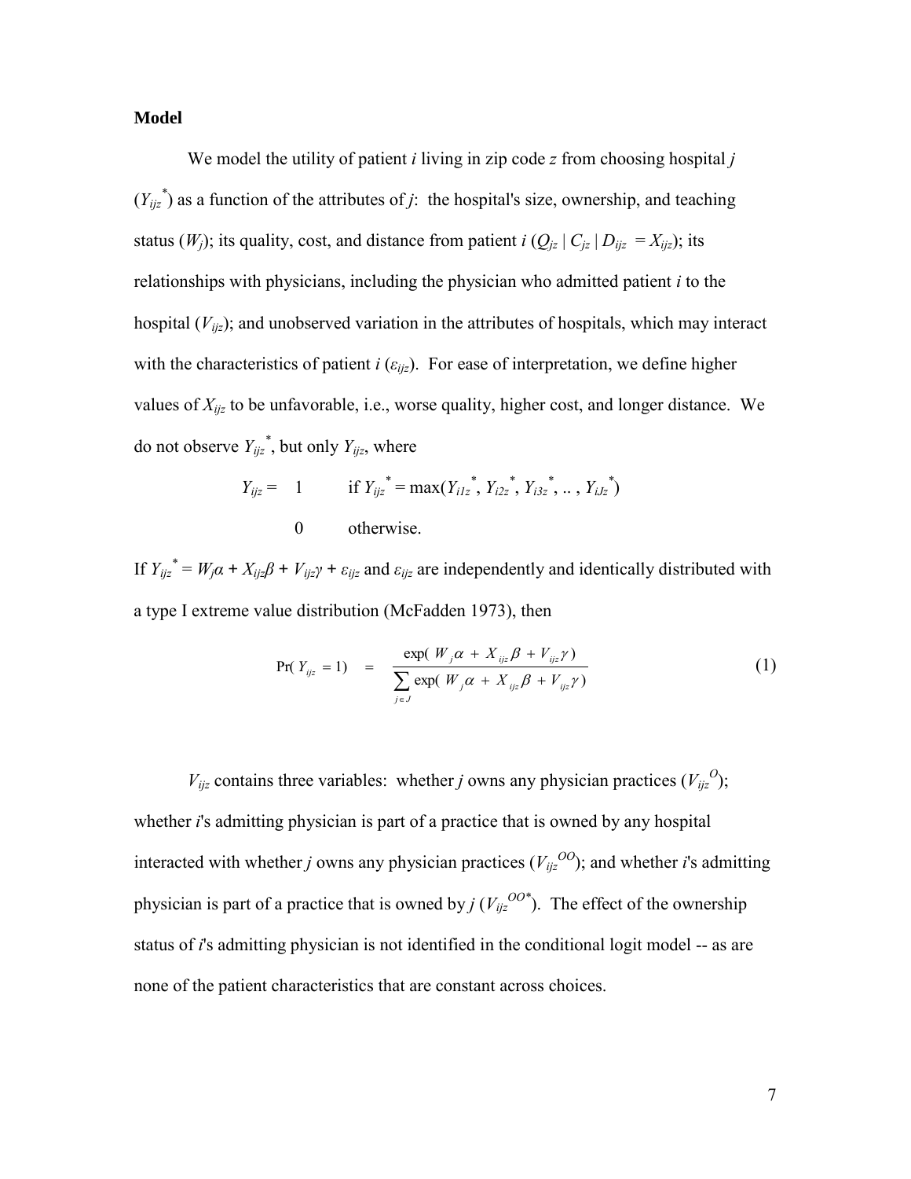## Model

We model the utility of patient $i$ living in zip code $z$ from choosing hospital $j$ ($Y_{ijz}^*$) as a function of the attributes of $j$: the hospital's size, ownership, and teaching status ($W_j$); its quality, cost, and distance from patient $i$ ($Q_{jz} \mid C_{jz} \mid D_{ijz} = X_{ijz}$); its relationships with physicians, including the physician who admitted patient $i$ to the hospital ($V_{ijz}$); and unobserved variation in the attributes of hospitals, which may interact with the characteristics of patient $i$ ($\varepsilon_{ijz}$). For ease of interpretation, we define higher values of $X_{ijz}$ to be unfavorable, i.e., worse quality, higher cost, and longer distance. We do not observe $Y_{ijz}^*$, but only $Y_{ijz}$, where

$$Y_{ijz} = \begin{cases} 1 & \text{if } Y_{ijz}^* = \max(Y_{i1z}^*, Y_{i2z}^*, Y_{i3z}^*, \ldots, Y_{iJz}^*) \\ 0 & \text{otherwise.} \end{cases}$$

If $Y_{ijz}^* = W_j\alpha + X_{ijz}\beta + V_{ijz}\gamma + \varepsilon_{ijz}$ and $\varepsilon_{ijz}$ are independently and identically distributed with a type I extreme value distribution (McFadden 1973), then

$$\Pr(Y_{ijz} = 1) = \frac{\exp(W_j\alpha + X_{ijz}\beta + V_{ijz}\gamma)}{\sum_{j \in J} \exp(W_j\alpha + X_{ijz}\beta + V_{ijz}\gamma)} \tag{1}$$

$V_{ijz}$ contains three variables: whether $j$ owns any physician practices ($V_{ijz}^{O}$); whether $i$'s admitting physician is part of a practice that is owned by any hospital interacted with whether $j$ owns any physician practices ($V_{ijz}^{OO}$); and whether $i$'s admitting physician is part of a practice that is owned by $j$ ($V_{ijz}^{OO*}$). The effect of the ownership status of $i$'s admitting physician is not identified in the conditional logit model -- as are none of the patient characteristics that are constant across choices.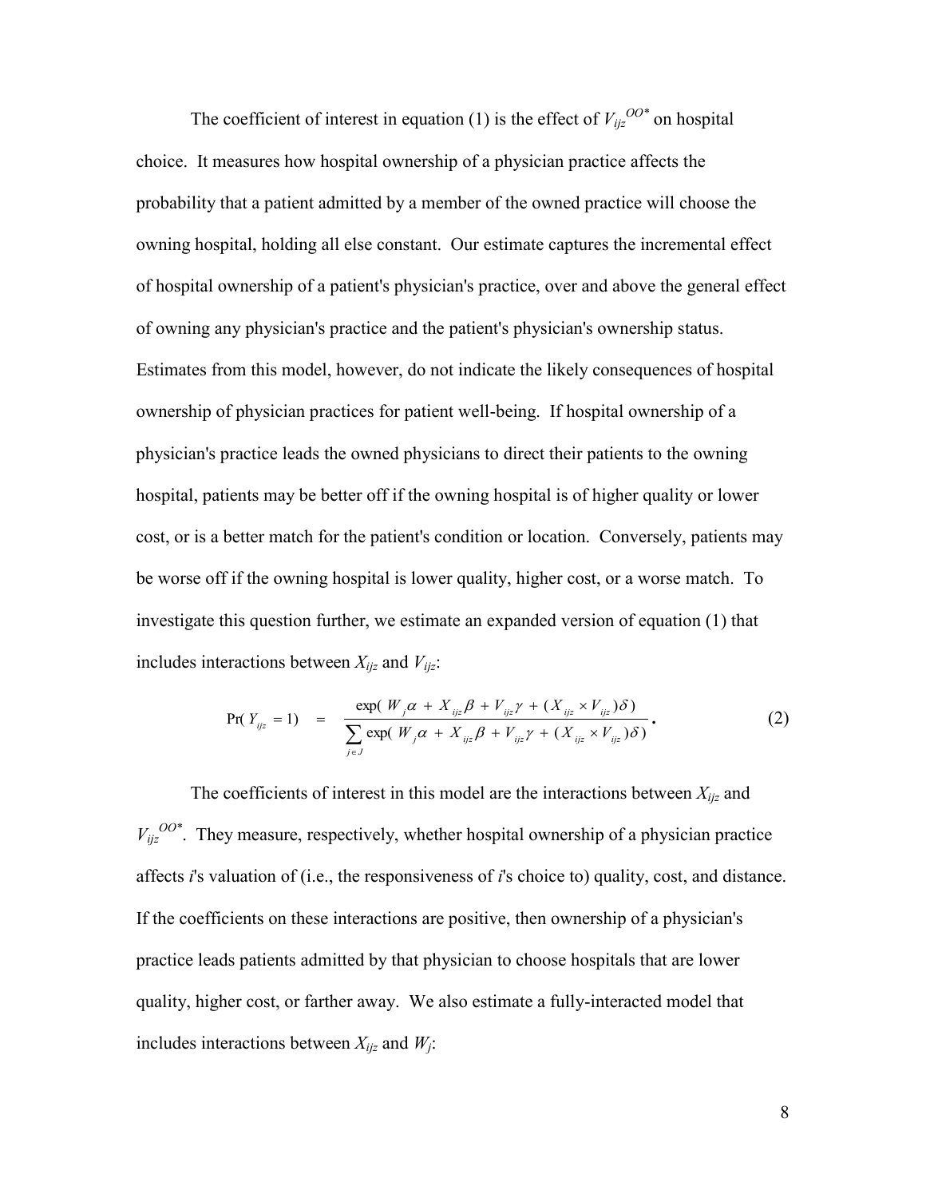The coefficient of interest in equation (1) is the effect of $V_{ijz}^{OO*}$ on hospital choice. It measures how hospital ownership of a physician practice affects the probability that a patient admitted by a member of the owned practice will choose the owning hospital, holding all else constant. Our estimate captures the incremental effect of hospital ownership of a patient's physician's practice, over and above the general effect of owning any physician's practice and the patient's physician's ownership status. Estimates from this model, however, do not indicate the likely consequences of hospital ownership of physician practices for patient well-being. If hospital ownership of a physician's practice leads the owned physicians to direct their patients to the owning hospital, patients may be better off if the owning hospital is of higher quality or lower cost, or is a better match for the patient's condition or location. Conversely, patients may be worse off if the owning hospital is lower quality, higher cost, or a worse match. To investigate this question further, we estimate an expanded version of equation (1) that includes interactions between $X_{ijz}$ and $V_{ijz}$:

$$\Pr(Y_{ijz} = 1) \quad = \quad \frac{\exp(W_j\alpha + X_{ijz}\beta + V_{ijz}\gamma + (X_{ijz} \times V_{ijz})\delta)}{\sum_{j \in J} \exp(W_j\alpha + X_{ijz}\beta + V_{ijz}\gamma + (X_{ijz} \times V_{ijz})\delta)}. \tag{2}$$

The coefficients of interest in this model are the interactions between $X_{ijz}$ and $V_{ijz}^{OO*}$. They measure, respectively, whether hospital ownership of a physician practice affects *i*'s valuation of (i.e., the responsiveness of *i*'s choice to) quality, cost, and distance. If the coefficients on these interactions are positive, then ownership of a physician's practice leads patients admitted by that physician to choose hospitals that are lower quality, higher cost, or farther away. We also estimate a fully-interacted model that includes interactions between $X_{ijz}$ and $W_j$: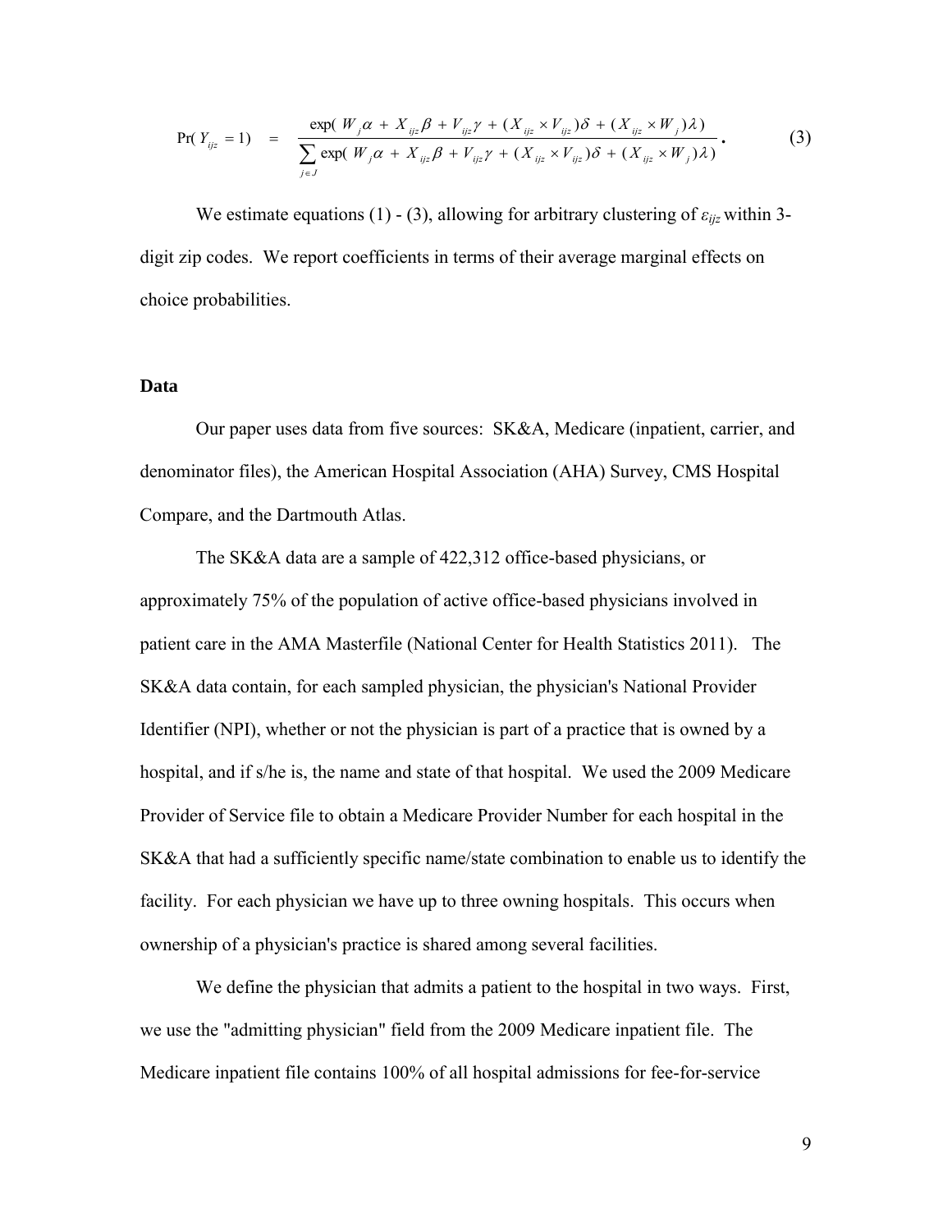$$\Pr(Y_{ijz} = 1) \quad = \quad \frac{\exp(W_j\alpha + X_{ijz}\beta + V_{ijz}\gamma + (X_{ijz} \times V_{ijz})\delta + (X_{ijz} \times W_j)\lambda)}{\sum_{j \in J} \exp(W_j\alpha + X_{ijz}\beta + V_{ijz}\gamma + (X_{ijz} \times V_{ijz})\delta + (X_{ijz} \times W_j)\lambda)}. \qquad (3)$$

We estimate equations (1) - (3), allowing for arbitrary clustering of $\varepsilon_{ijz}$ within 3-digit zip codes. We report coefficients in terms of their average marginal effects on choice probabilities.

**Data**

Our paper uses data from five sources: SK&A, Medicare (inpatient, carrier, and denominator files), the American Hospital Association (AHA) Survey, CMS Hospital Compare, and the Dartmouth Atlas.

The SK&A data are a sample of 422,312 office-based physicians, or approximately 75% of the population of active office-based physicians involved in patient care in the AMA Masterfile (National Center for Health Statistics 2011). The SK&A data contain, for each sampled physician, the physician's National Provider Identifier (NPI), whether or not the physician is part of a practice that is owned by a hospital, and if s/he is, the name and state of that hospital. We used the 2009 Medicare Provider of Service file to obtain a Medicare Provider Number for each hospital in the SK&A that had a sufficiently specific name/state combination to enable us to identify the facility. For each physician we have up to three owning hospitals. This occurs when ownership of a physician's practice is shared among several facilities.

We define the physician that admits a patient to the hospital in two ways. First, we use the "admitting physician" field from the 2009 Medicare inpatient file. The Medicare inpatient file contains 100% of all hospital admissions for fee-for-service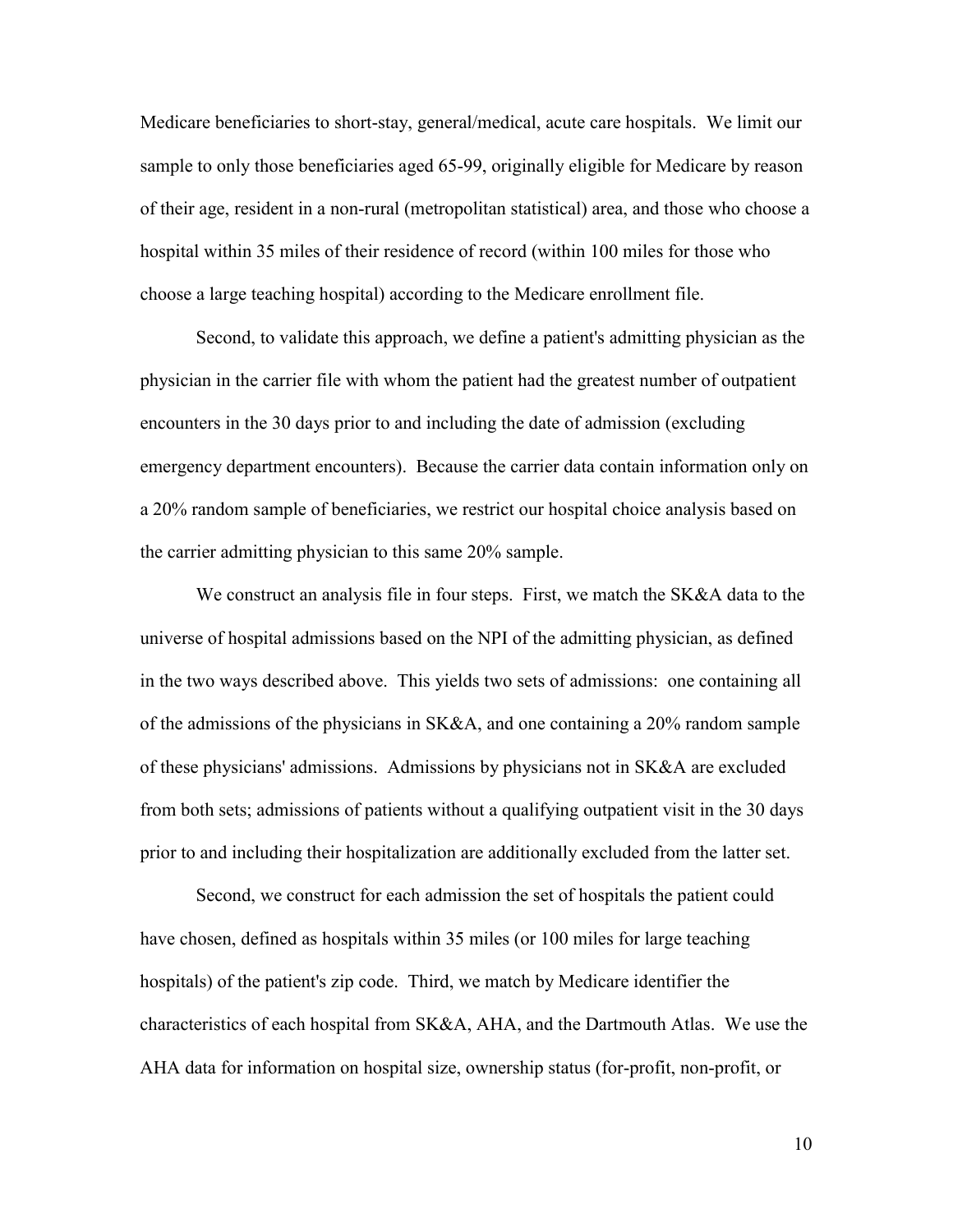Medicare beneficiaries to short-stay, general/medical, acute care hospitals. We limit our sample to only those beneficiaries aged 65-99, originally eligible for Medicare by reason of their age, resident in a non-rural (metropolitan statistical) area, and those who choose a hospital within 35 miles of their residence of record (within 100 miles for those who choose a large teaching hospital) according to the Medicare enrollment file.

Second, to validate this approach, we define a patient's admitting physician as the physician in the carrier file with whom the patient had the greatest number of outpatient encounters in the 30 days prior to and including the date of admission (excluding emergency department encounters). Because the carrier data contain information only on a 20% random sample of beneficiaries, we restrict our hospital choice analysis based on the carrier admitting physician to this same 20% sample.

We construct an analysis file in four steps. First, we match the SK&A data to the universe of hospital admissions based on the NPI of the admitting physician, as defined in the two ways described above. This yields two sets of admissions: one containing all of the admissions of the physicians in SK&A, and one containing a 20% random sample of these physicians' admissions. Admissions by physicians not in SK&A are excluded from both sets; admissions of patients without a qualifying outpatient visit in the 30 days prior to and including their hospitalization are additionally excluded from the latter set.

Second, we construct for each admission the set of hospitals the patient could have chosen, defined as hospitals within 35 miles (or 100 miles for large teaching hospitals) of the patient's zip code. Third, we match by Medicare identifier the characteristics of each hospital from SK&A, AHA, and the Dartmouth Atlas. We use the AHA data for information on hospital size, ownership status (for-profit, non-profit, or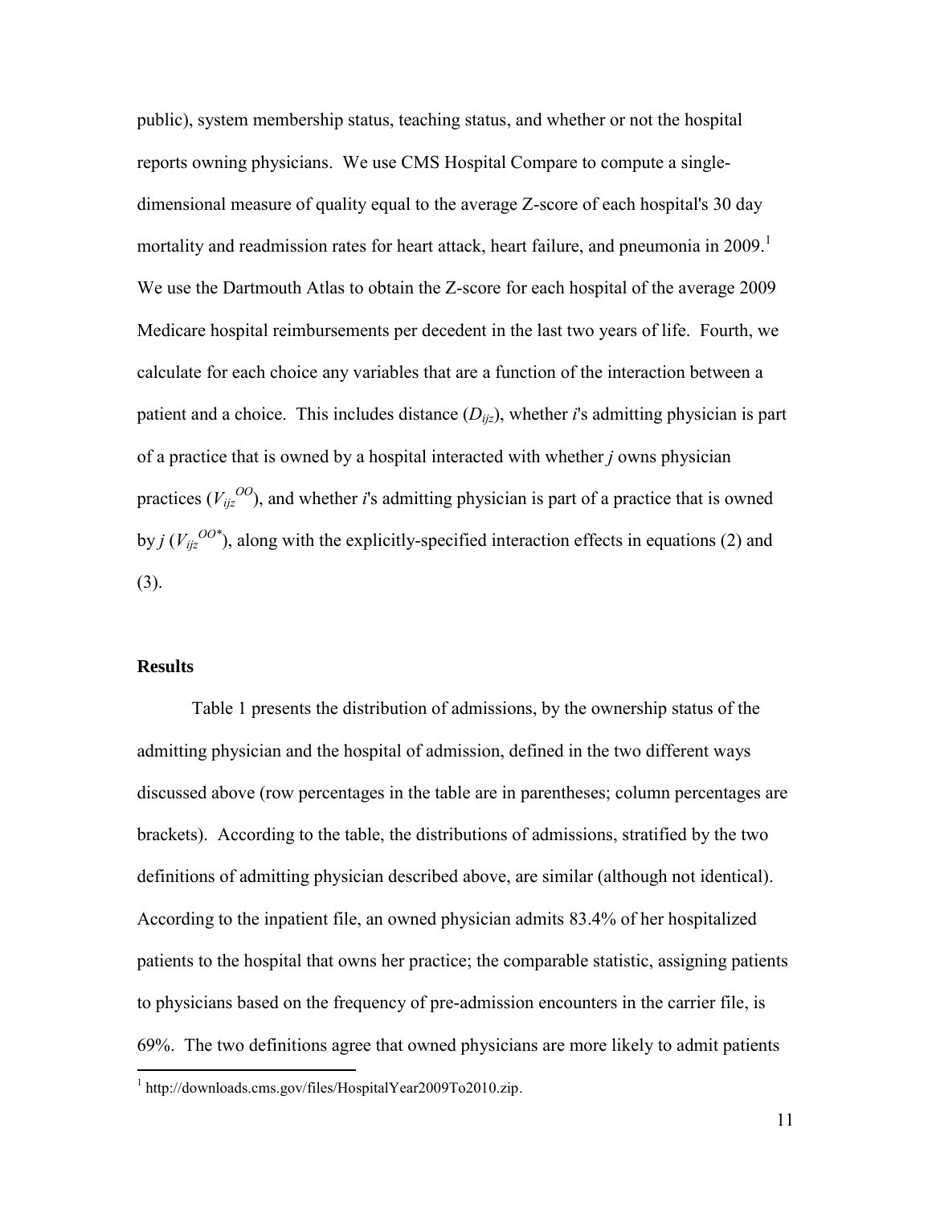public), system membership status, teaching status, and whether or not the hospital reports owning physicians. We use CMS Hospital Compare to compute a single-dimensional measure of quality equal to the average Z-score of each hospital's 30 day mortality and readmission rates for heart attack, heart failure, and pneumonia in 2009.[1] We use the Dartmouth Atlas to obtain the Z-score for each hospital of the average 2009 Medicare hospital reimbursements per decedent in the last two years of life. Fourth, we calculate for each choice any variables that are a function of the interaction between a patient and a choice. This includes distance ($D_{ijz}$), whether *i*'s admitting physician is part of a practice that is owned by a hospital interacted with whether *j* owns physician practices ($V_{ijz}^{OO}$), and whether *i*'s admitting physician is part of a practice that is owned by *j* ($V_{ijz}^{OO*}$), along with the explicitly-specified interaction effects in equations (2) and (3).

### Results

Table 1 presents the distribution of admissions, by the ownership status of the admitting physician and the hospital of admission, defined in the two different ways discussed above (row percentages in the table are in parentheses; column percentages are brackets). According to the table, the distributions of admissions, stratified by the two definitions of admitting physician described above, are similar (although not identical). According to the inpatient file, an owned physician admits 83.4% of her hospitalized patients to the hospital that owns her practice; the comparable statistic, assigning patients to physicians based on the frequency of pre-admission encounters in the carrier file, is 69%. The two definitions agree that owned physicians are more likely to admit patients

[1] http://downloads.cms.gov/files/HospitalYear2009To2010.zip.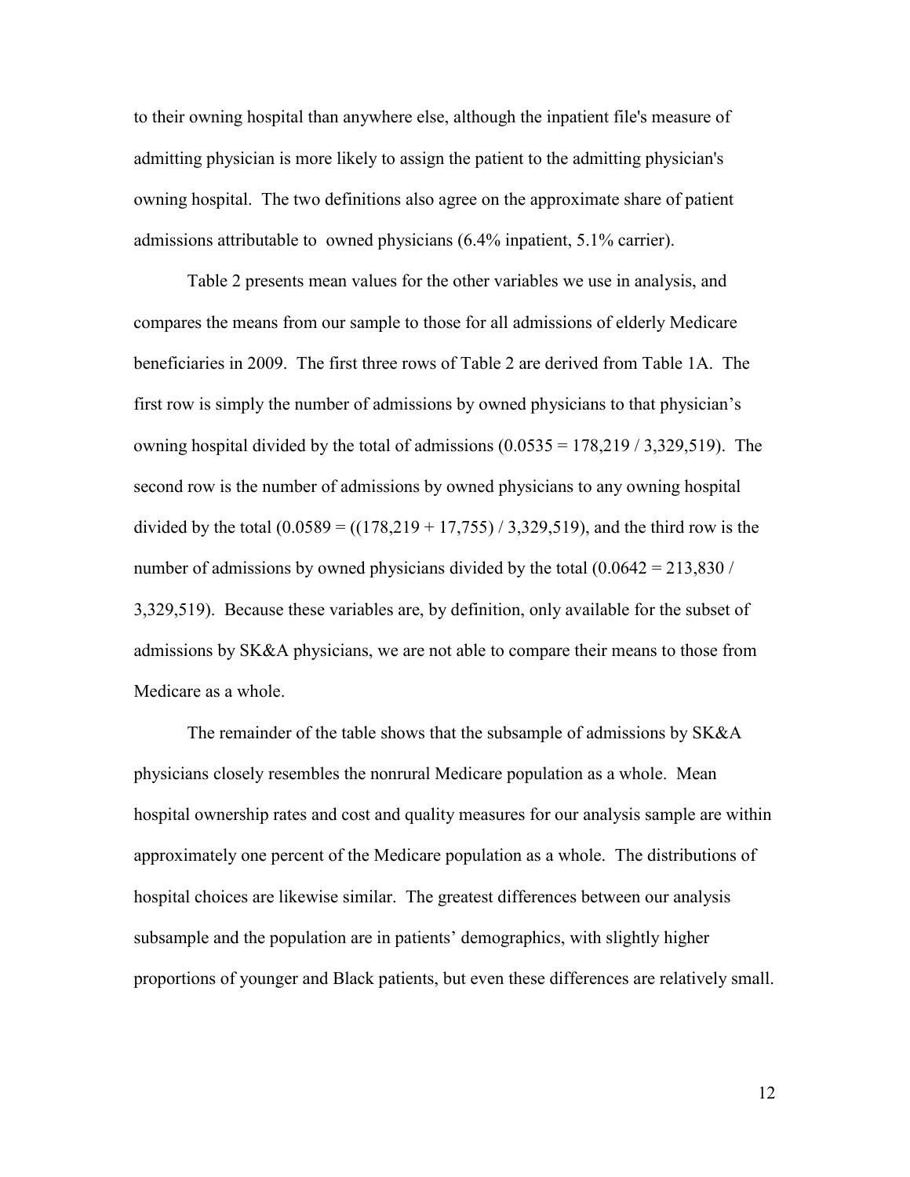to their owning hospital than anywhere else, although the inpatient file's measure of admitting physician is more likely to assign the patient to the admitting physician's owning hospital. The two definitions also agree on the approximate share of patient admissions attributable to owned physicians (6.4% inpatient, 5.1% carrier).

Table 2 presents mean values for the other variables we use in analysis, and compares the means from our sample to those for all admissions of elderly Medicare beneficiaries in 2009. The first three rows of Table 2 are derived from Table 1A. The first row is simply the number of admissions by owned physicians to that physician's owning hospital divided by the total of admissions (0.0535 = 178,219 / 3,329,519). The second row is the number of admissions by owned physicians to any owning hospital divided by the total (0.0589 = ((178,219 + 17,755) / 3,329,519), and the third row is the number of admissions by owned physicians divided by the total (0.0642 = 213,830 / 3,329,519). Because these variables are, by definition, only available for the subset of admissions by SK&A physicians, we are not able to compare their means to those from Medicare as a whole.

The remainder of the table shows that the subsample of admissions by SK&A physicians closely resembles the nonrural Medicare population as a whole. Mean hospital ownership rates and cost and quality measures for our analysis sample are within approximately one percent of the Medicare population as a whole. The distributions of hospital choices are likewise similar. The greatest differences between our analysis subsample and the population are in patients' demographics, with slightly higher proportions of younger and Black patients, but even these differences are relatively small.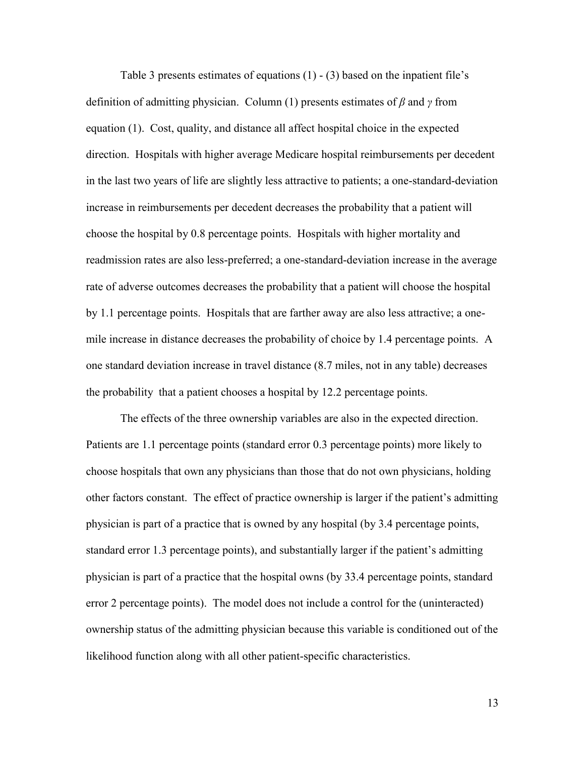Table 3 presents estimates of equations (1) - (3) based on the inpatient file's definition of admitting physician. Column (1) presents estimates of $\beta$ and $\gamma$ from equation (1). Cost, quality, and distance all affect hospital choice in the expected direction. Hospitals with higher average Medicare hospital reimbursements per decedent in the last two years of life are slightly less attractive to patients; a one-standard-deviation increase in reimbursements per decedent decreases the probability that a patient will choose the hospital by 0.8 percentage points. Hospitals with higher mortality and readmission rates are also less-preferred; a one-standard-deviation increase in the average rate of adverse outcomes decreases the probability that a patient will choose the hospital by 1.1 percentage points. Hospitals that are farther away are also less attractive; a one-mile increase in distance decreases the probability of choice by 1.4 percentage points. A one standard deviation increase in travel distance (8.7 miles, not in any table) decreases the probability that a patient chooses a hospital by 12.2 percentage points.

The effects of the three ownership variables are also in the expected direction. Patients are 1.1 percentage points (standard error 0.3 percentage points) more likely to choose hospitals that own any physicians than those that do not own physicians, holding other factors constant. The effect of practice ownership is larger if the patient's admitting physician is part of a practice that is owned by any hospital (by 3.4 percentage points, standard error 1.3 percentage points), and substantially larger if the patient's admitting physician is part of a practice that the hospital owns (by 33.4 percentage points, standard error 2 percentage points). The model does not include a control for the (uninteracted) ownership status of the admitting physician because this variable is conditioned out of the likelihood function along with all other patient-specific characteristics.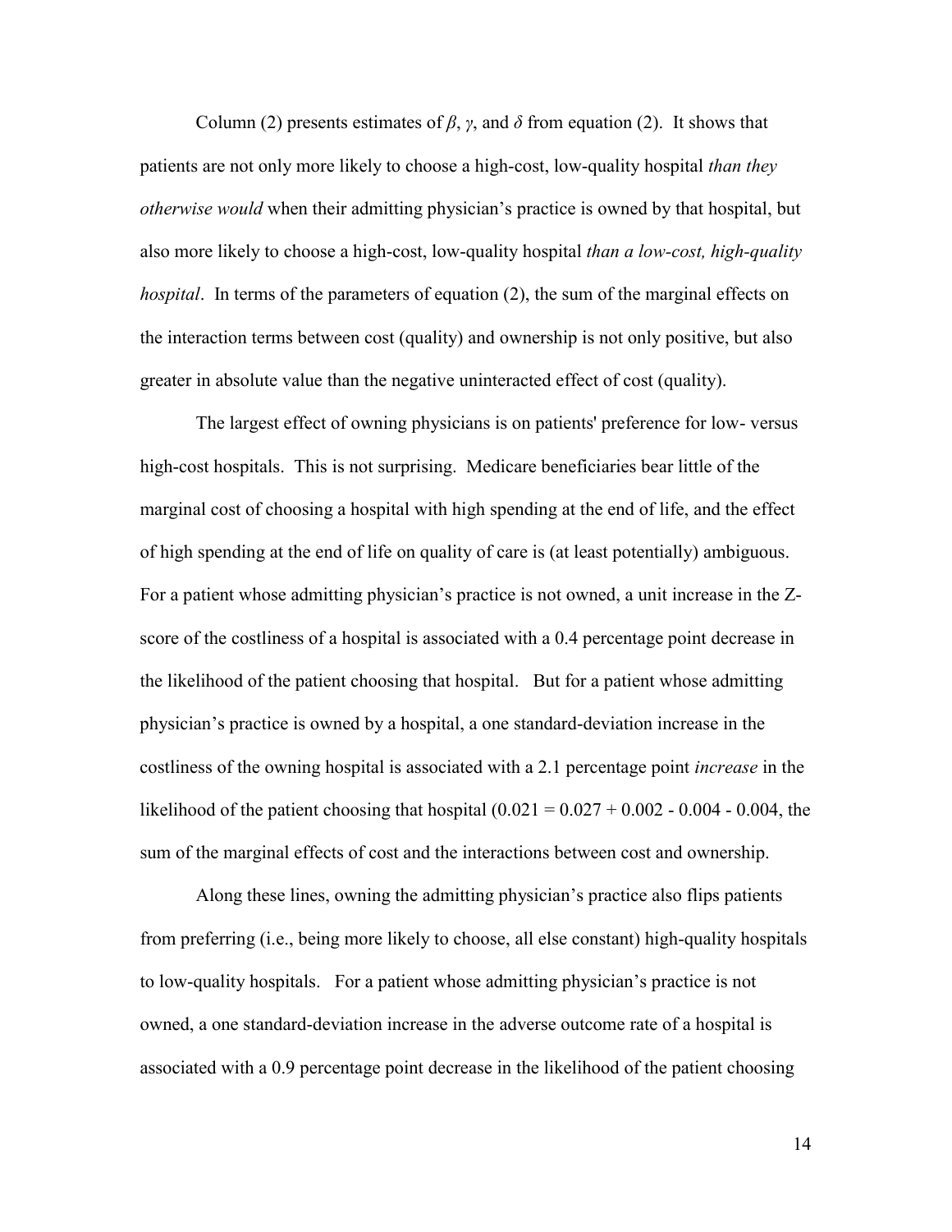Column (2) presents estimates of $\beta$, $\gamma$, and $\delta$ from equation (2). It shows that patients are not only more likely to choose a high-cost, low-quality hospital *than they otherwise would* when their admitting physician's practice is owned by that hospital, but also more likely to choose a high-cost, low-quality hospital *than a low-cost, high-quality hospital*. In terms of the parameters of equation (2), the sum of the marginal effects on the interaction terms between cost (quality) and ownership is not only positive, but also greater in absolute value than the negative uninteracted effect of cost (quality).

The largest effect of owning physicians is on patients' preference for low- versus high-cost hospitals. This is not surprising. Medicare beneficiaries bear little of the marginal cost of choosing a hospital with high spending at the end of life, and the effect of high spending at the end of life on quality of care is (at least potentially) ambiguous. For a patient whose admitting physician's practice is not owned, a unit increase in the Z-score of the costliness of a hospital is associated with a 0.4 percentage point decrease in the likelihood of the patient choosing that hospital. But for a patient whose admitting physician's practice is owned by a hospital, a one standard-deviation increase in the costliness of the owning hospital is associated with a 2.1 percentage point *increase* in the likelihood of the patient choosing that hospital ($0.021 = 0.027 + 0.002 - 0.004 - 0.004$, the sum of the marginal effects of cost and the interactions between cost and ownership.

Along these lines, owning the admitting physician's practice also flips patients from preferring (i.e., being more likely to choose, all else constant) high-quality hospitals to low-quality hospitals. For a patient whose admitting physician's practice is not owned, a one standard-deviation increase in the adverse outcome rate of a hospital is associated with a 0.9 percentage point decrease in the likelihood of the patient choosing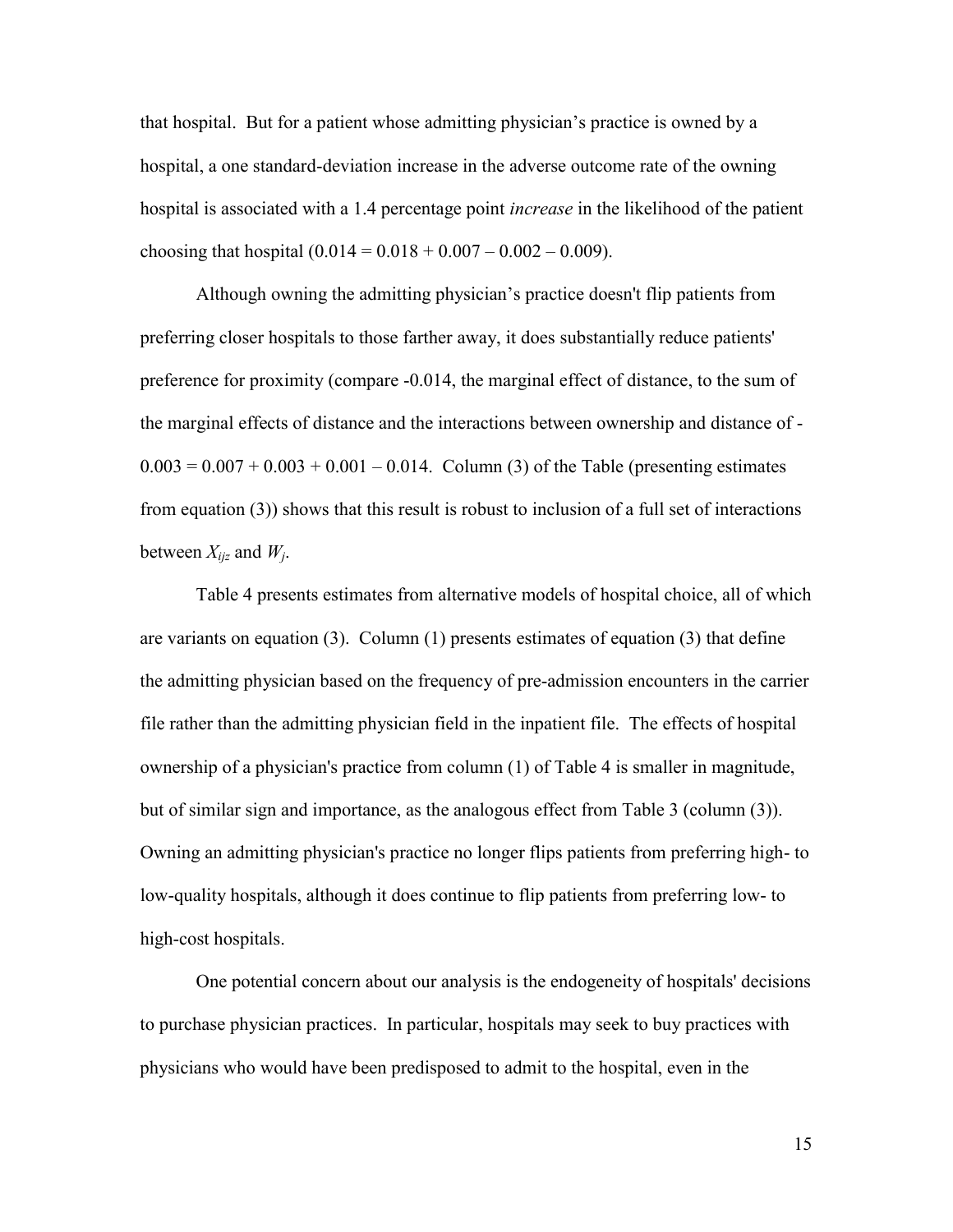that hospital. But for a patient whose admitting physician's practice is owned by a hospital, a one standard-deviation increase in the adverse outcome rate of the owning hospital is associated with a 1.4 percentage point *increase* in the likelihood of the patient choosing that hospital (0.014 = 0.018 + 0.007 – 0.002 – 0.009).

Although owning the admitting physician's practice doesn't flip patients from preferring closer hospitals to those farther away, it does substantially reduce patients' preference for proximity (compare -0.014, the marginal effect of distance, to the sum of the marginal effects of distance and the interactions between ownership and distance of -0.003 = 0.007 + 0.003 + 0.001 – 0.014. Column (3) of the Table (presenting estimates from equation (3)) shows that this result is robust to inclusion of a full set of interactions between $X_{ijz}$ and $W_j$.

Table 4 presents estimates from alternative models of hospital choice, all of which are variants on equation (3). Column (1) presents estimates of equation (3) that define the admitting physician based on the frequency of pre-admission encounters in the carrier file rather than the admitting physician field in the inpatient file. The effects of hospital ownership of a physician's practice from column (1) of Table 4 is smaller in magnitude, but of similar sign and importance, as the analogous effect from Table 3 (column (3)). Owning an admitting physician's practice no longer flips patients from preferring high- to low-quality hospitals, although it does continue to flip patients from preferring low- to high-cost hospitals.

One potential concern about our analysis is the endogeneity of hospitals' decisions to purchase physician practices. In particular, hospitals may seek to buy practices with physicians who would have been predisposed to admit to the hospital, even in the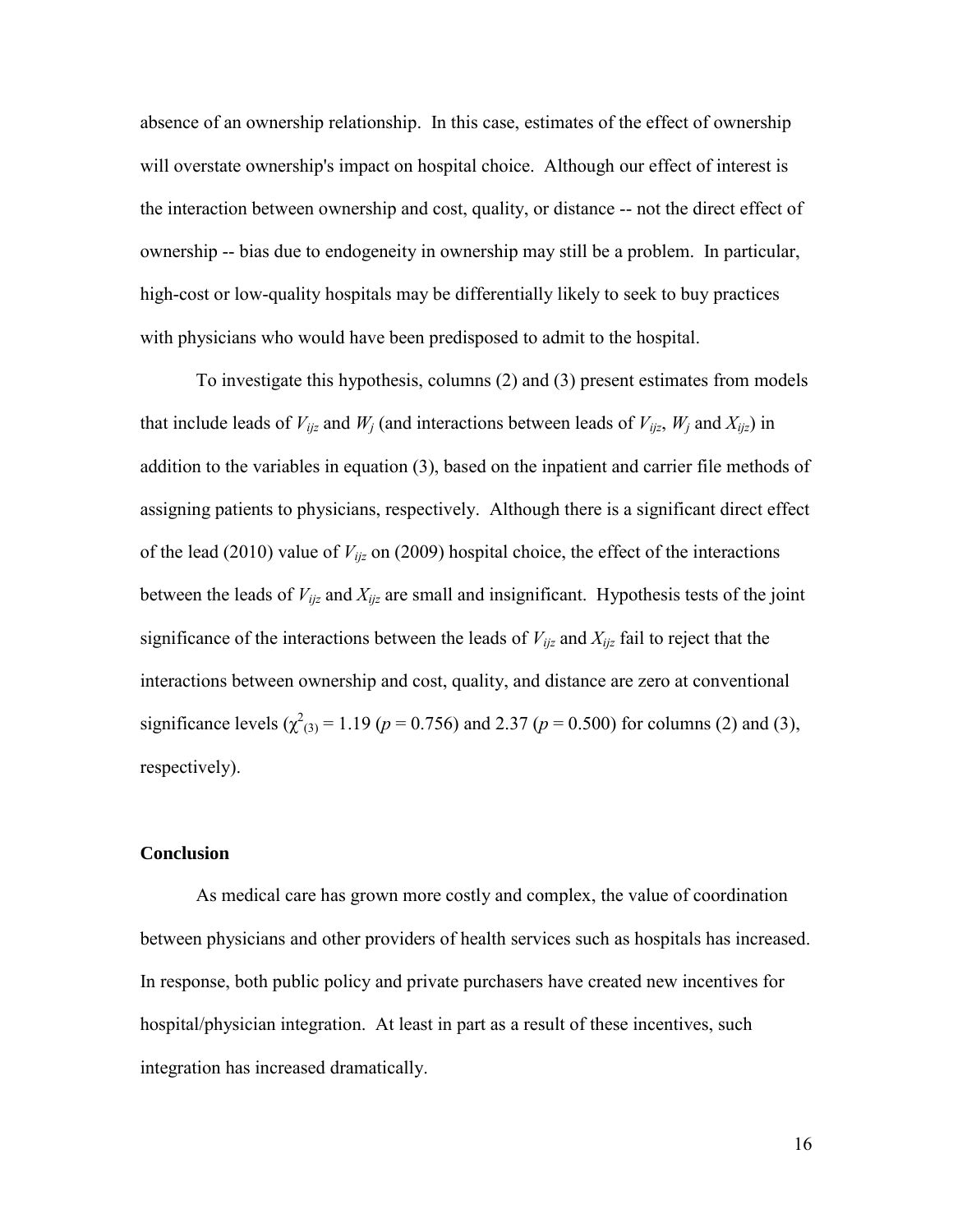absence of an ownership relationship. In this case, estimates of the effect of ownership will overstate ownership's impact on hospital choice. Although our effect of interest is the interaction between ownership and cost, quality, or distance -- not the direct effect of ownership -- bias due to endogeneity in ownership may still be a problem. In particular, high-cost or low-quality hospitals may be differentially likely to seek to buy practices with physicians who would have been predisposed to admit to the hospital.

To investigate this hypothesis, columns (2) and (3) present estimates from models that include leads of $V_{ijz}$ and $W_j$ (and interactions between leads of $V_{ijz}$, $W_j$ and $X_{ijz}$) in addition to the variables in equation (3), based on the inpatient and carrier file methods of assigning patients to physicians, respectively. Although there is a significant direct effect of the lead (2010) value of $V_{ijz}$ on (2009) hospital choice, the effect of the interactions between the leads of $V_{ijz}$ and $X_{ijz}$ are small and insignificant. Hypothesis tests of the joint significance of the interactions between the leads of $V_{ijz}$ and $X_{ijz}$ fail to reject that the interactions between ownership and cost, quality, and distance are zero at conventional significance levels ($\chi^2_{(3)} = 1.19$ ($p = 0.756$) and 2.37 ($p = 0.500$) for columns (2) and (3), respectively).

## Conclusion

As medical care has grown more costly and complex, the value of coordination between physicians and other providers of health services such as hospitals has increased. In response, both public policy and private purchasers have created new incentives for hospital/physician integration. At least in part as a result of these incentives, such integration has increased dramatically.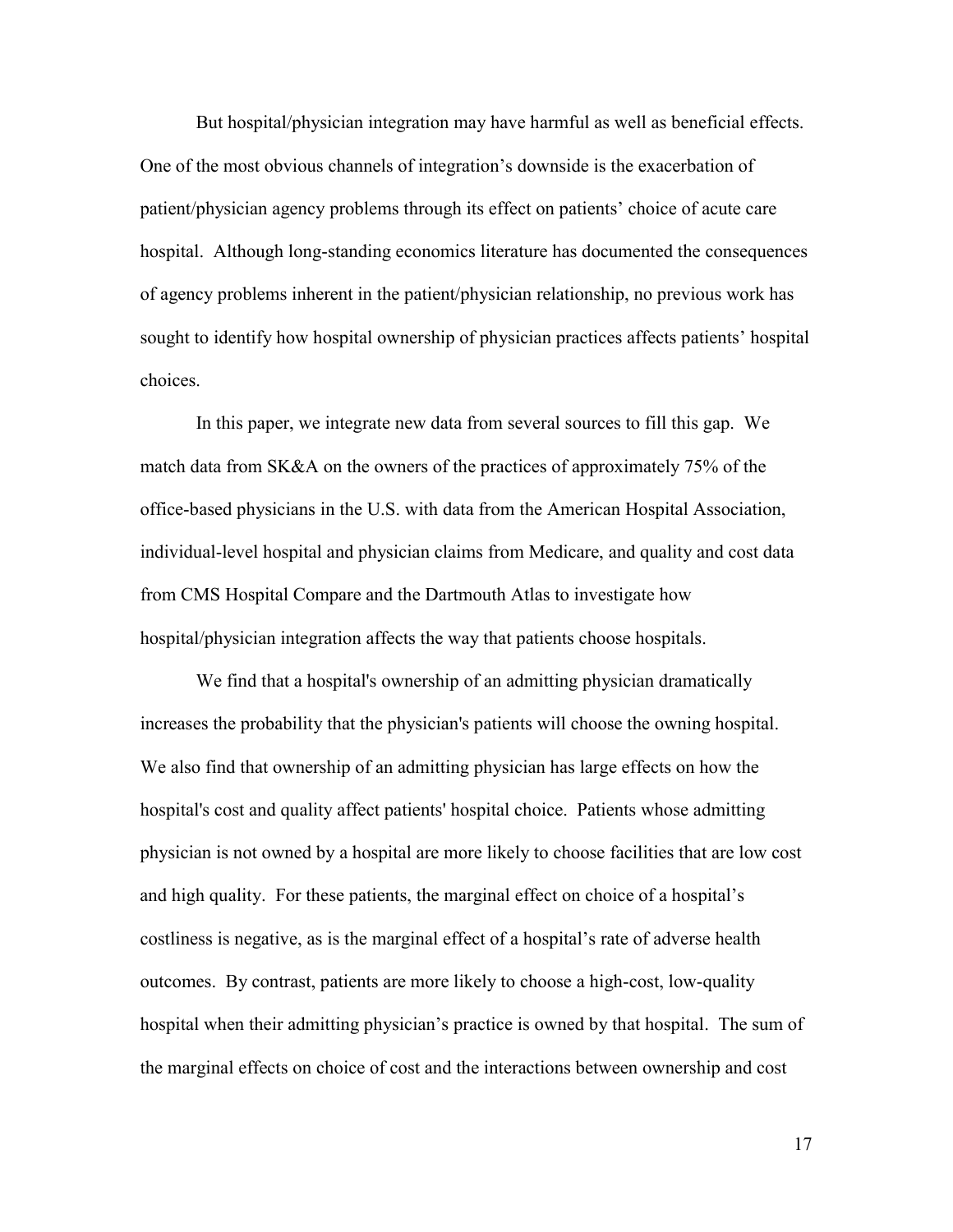But hospital/physician integration may have harmful as well as beneficial effects. One of the most obvious channels of integration's downside is the exacerbation of patient/physician agency problems through its effect on patients' choice of acute care hospital. Although long-standing economics literature has documented the consequences of agency problems inherent in the patient/physician relationship, no previous work has sought to identify how hospital ownership of physician practices affects patients' hospital choices.

In this paper, we integrate new data from several sources to fill this gap. We match data from SK&A on the owners of the practices of approximately 75% of the office-based physicians in the U.S. with data from the American Hospital Association, individual-level hospital and physician claims from Medicare, and quality and cost data from CMS Hospital Compare and the Dartmouth Atlas to investigate how hospital/physician integration affects the way that patients choose hospitals.

We find that a hospital's ownership of an admitting physician dramatically increases the probability that the physician's patients will choose the owning hospital. We also find that ownership of an admitting physician has large effects on how the hospital's cost and quality affect patients' hospital choice. Patients whose admitting physician is not owned by a hospital are more likely to choose facilities that are low cost and high quality. For these patients, the marginal effect on choice of a hospital's costliness is negative, as is the marginal effect of a hospital's rate of adverse health outcomes. By contrast, patients are more likely to choose a high-cost, low-quality hospital when their admitting physician's practice is owned by that hospital. The sum of the marginal effects on choice of cost and the interactions between ownership and cost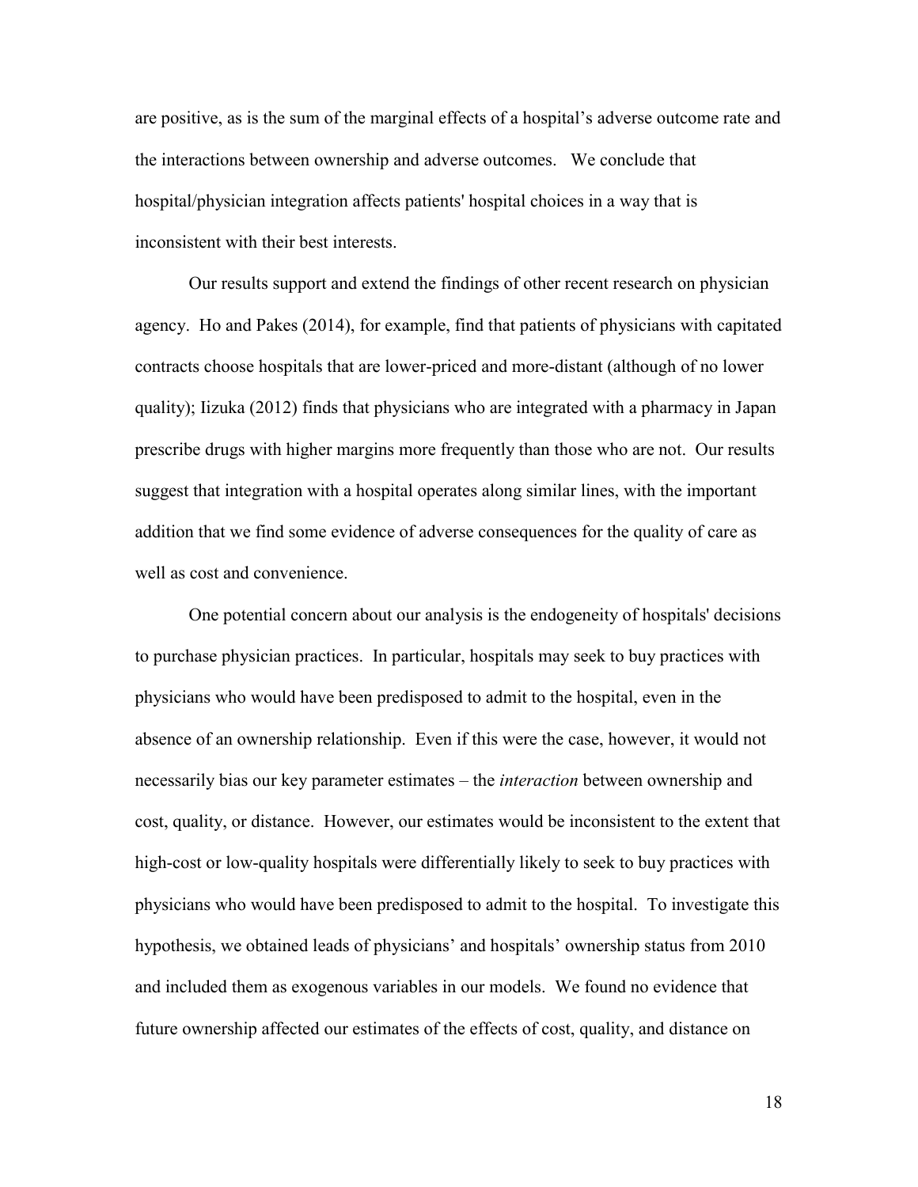are positive, as is the sum of the marginal effects of a hospital's adverse outcome rate and the interactions between ownership and adverse outcomes. We conclude that hospital/physician integration affects patients' hospital choices in a way that is inconsistent with their best interests.

Our results support and extend the findings of other recent research on physician agency. Ho and Pakes (2014), for example, find that patients of physicians with capitated contracts choose hospitals that are lower-priced and more-distant (although of no lower quality); Iizuka (2012) finds that physicians who are integrated with a pharmacy in Japan prescribe drugs with higher margins more frequently than those who are not. Our results suggest that integration with a hospital operates along similar lines, with the important addition that we find some evidence of adverse consequences for the quality of care as well as cost and convenience.

One potential concern about our analysis is the endogeneity of hospitals' decisions to purchase physician practices. In particular, hospitals may seek to buy practices with physicians who would have been predisposed to admit to the hospital, even in the absence of an ownership relationship. Even if this were the case, however, it would not necessarily bias our key parameter estimates – the *interaction* between ownership and cost, quality, or distance. However, our estimates would be inconsistent to the extent that high-cost or low-quality hospitals were differentially likely to seek to buy practices with physicians who would have been predisposed to admit to the hospital. To investigate this hypothesis, we obtained leads of physicians' and hospitals' ownership status from 2010 and included them as exogenous variables in our models. We found no evidence that future ownership affected our estimates of the effects of cost, quality, and distance on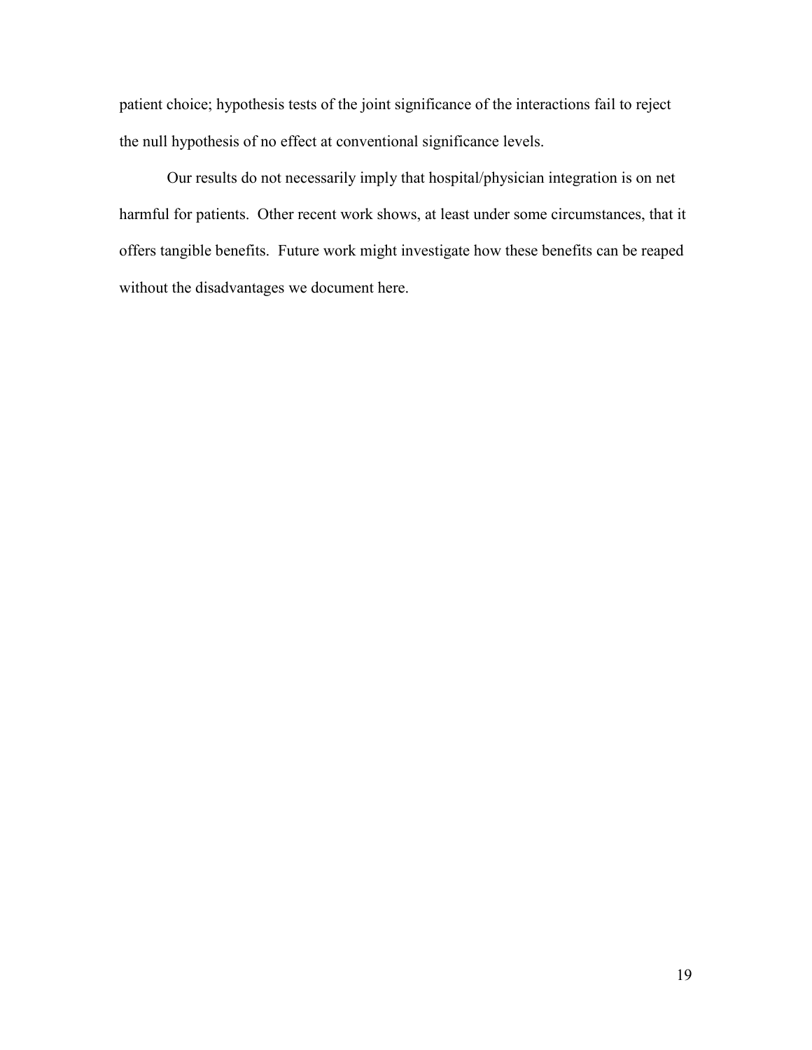patient choice; hypothesis tests of the joint significance of the interactions fail to reject the null hypothesis of no effect at conventional significance levels.

Our results do not necessarily imply that hospital/physician integration is on net harmful for patients. Other recent work shows, at least under some circumstances, that it offers tangible benefits. Future work might investigate how these benefits can be reaped without the disadvantages we document here.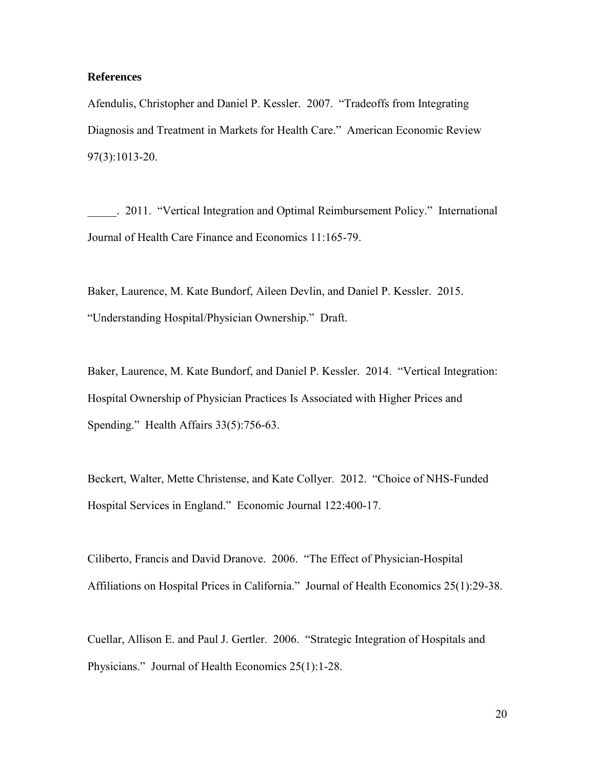**References**

Afendulis, Christopher and Daniel P. Kessler. 2007. "Tradeoffs from Integrating Diagnosis and Treatment in Markets for Health Care." American Economic Review 97(3):1013-20.

_____. 2011. "Vertical Integration and Optimal Reimbursement Policy." International Journal of Health Care Finance and Economics 11:165-79.

Baker, Laurence, M. Kate Bundorf, Aileen Devlin, and Daniel P. Kessler. 2015. "Understanding Hospital/Physician Ownership." Draft.

Baker, Laurence, M. Kate Bundorf, and Daniel P. Kessler. 2014. "Vertical Integration: Hospital Ownership of Physician Practices Is Associated with Higher Prices and Spending." Health Affairs 33(5):756-63.

Beckert, Walter, Mette Christense, and Kate Collyer. 2012. "Choice of NHS-Funded Hospital Services in England." Economic Journal 122:400-17.

Ciliberto, Francis and David Dranove. 2006. "The Effect of Physician-Hospital Affiliations on Hospital Prices in California." Journal of Health Economics 25(1):29-38.

Cuellar, Allison E. and Paul J. Gertler. 2006. "Strategic Integration of Hospitals and Physicians." Journal of Health Economics 25(1):1-28.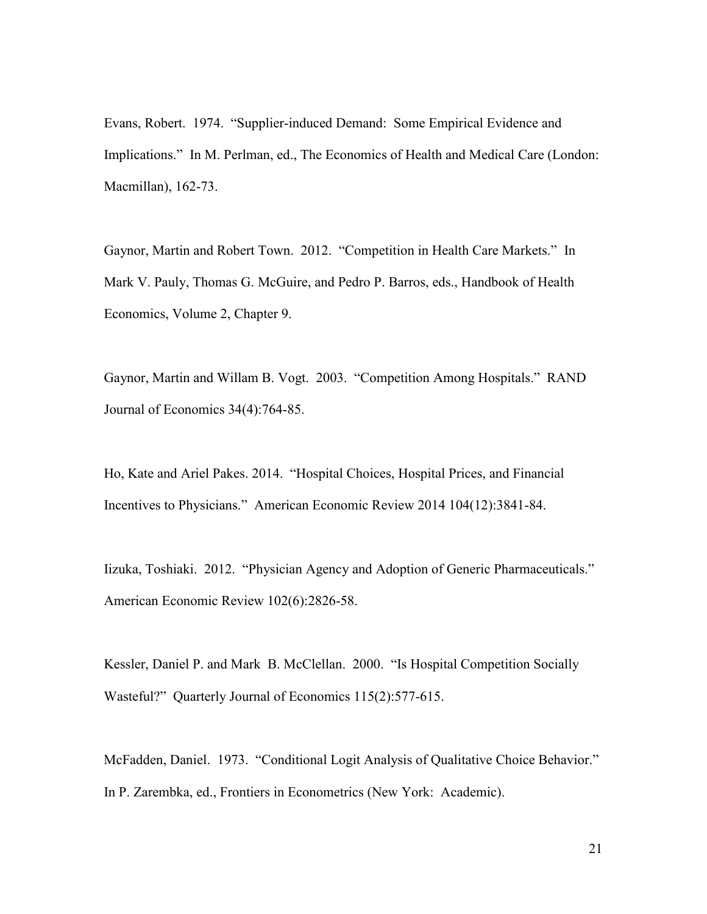Evans, Robert. 1974. "Supplier-induced Demand: Some Empirical Evidence and Implications." In M. Perlman, ed., The Economics of Health and Medical Care (London: Macmillan), 162-73.

Gaynor, Martin and Robert Town. 2012. "Competition in Health Care Markets." In Mark V. Pauly, Thomas G. McGuire, and Pedro P. Barros, eds., Handbook of Health Economics, Volume 2, Chapter 9.

Gaynor, Martin and Willam B. Vogt. 2003. "Competition Among Hospitals." RAND Journal of Economics 34(4):764-85.

Ho, Kate and Ariel Pakes. 2014. "Hospital Choices, Hospital Prices, and Financial Incentives to Physicians." American Economic Review 2014 104(12):3841-84.

Iizuka, Toshiaki. 2012. "Physician Agency and Adoption of Generic Pharmaceuticals." American Economic Review 102(6):2826-58.

Kessler, Daniel P. and Mark B. McClellan. 2000. "Is Hospital Competition Socially Wasteful?" Quarterly Journal of Economics 115(2):577-615.

McFadden, Daniel. 1973. "Conditional Logit Analysis of Qualitative Choice Behavior." In P. Zarembka, ed., Frontiers in Econometrics (New York: Academic).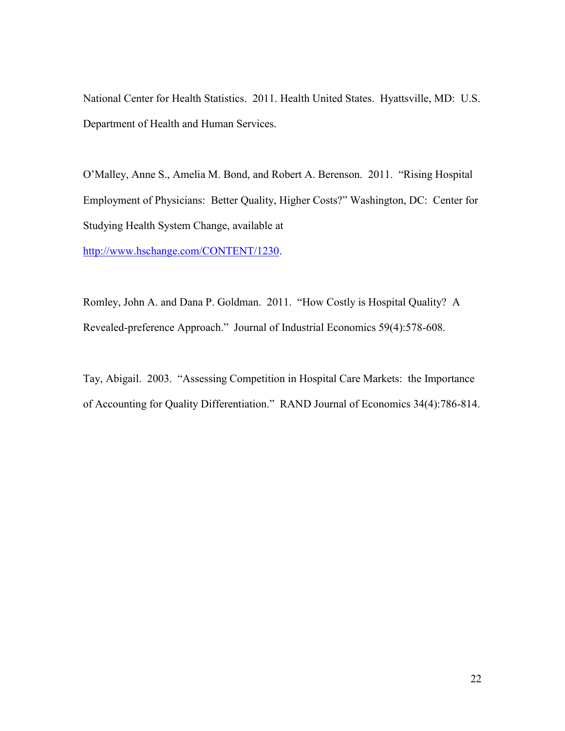National Center for Health Statistics. 2011. Health United States. Hyattsville, MD: U.S. Department of Health and Human Services.

O'Malley, Anne S., Amelia M. Bond, and Robert A. Berenson. 2011. "Rising Hospital Employment of Physicians: Better Quality, Higher Costs?" Washington, DC: Center for Studying Health System Change, available at http://www.hschange.com/CONTENT/1230.

Romley, John A. and Dana P. Goldman. 2011. "How Costly is Hospital Quality? A Revealed-preference Approach." Journal of Industrial Economics 59(4):578-608.

Tay, Abigail. 2003. "Assessing Competition in Hospital Care Markets: the Importance of Accounting for Quality Differentiation." RAND Journal of Economics 34(4):786-814.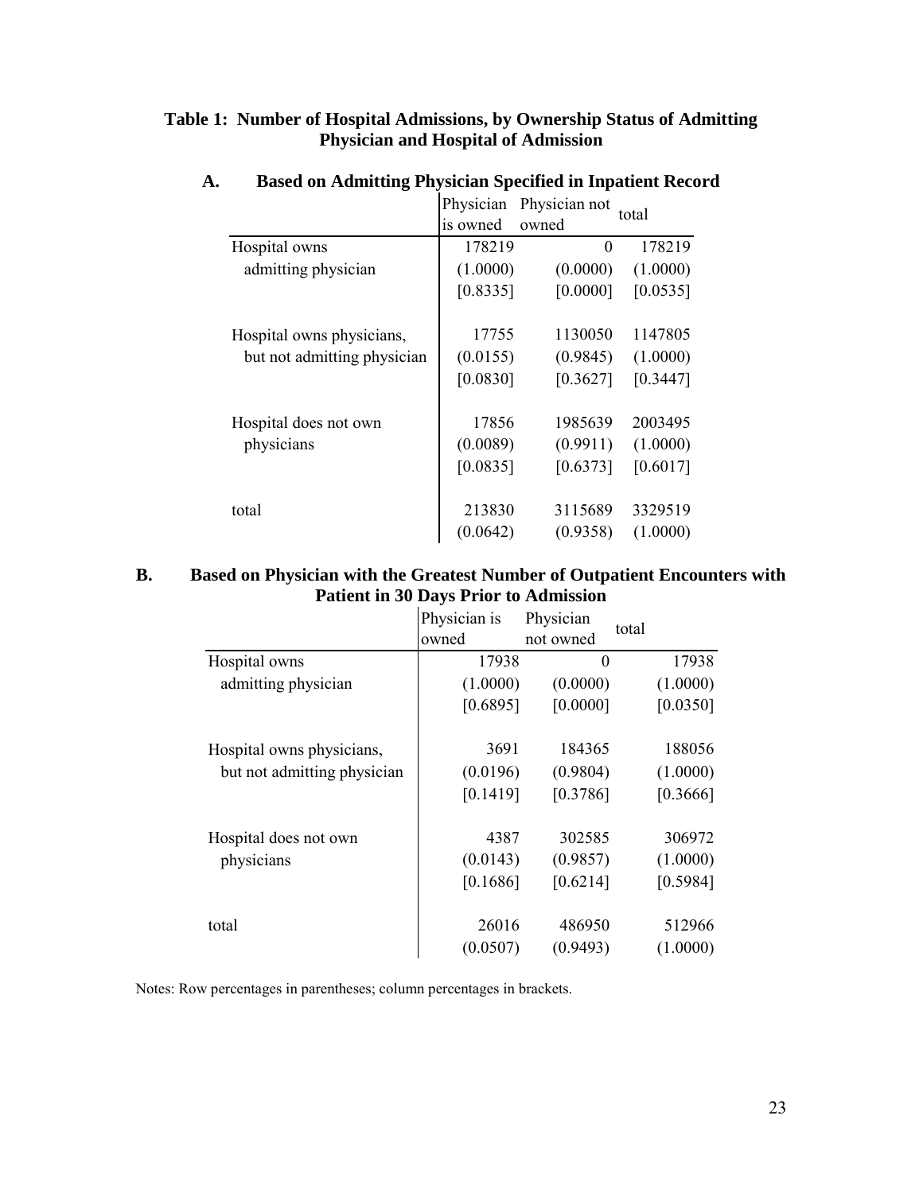**Table 1: Number of Hospital Admissions, by Ownership Status of Admitting Physician and Hospital of Admission**

**A. Based on Admitting Physician Specified in Inpatient Record**

| | Physician is owned | Physician not owned | total |
|---|---|---|---|
| Hospital owns | 178219 | 0 | 178219 |
| admitting physician | (1.0000) | (0.0000) | (1.0000) |
| | [0.8335] | [0.0000] | [0.0535] |
| Hospital owns physicians, | 17755 | 1130050 | 1147805 |
| but not admitting physician | (0.0155) | (0.9845) | (1.0000) |
| | [0.0830] | [0.3627] | [0.3447] |
| Hospital does not own | 17856 | 1985639 | 2003495 |
| physicians | (0.0089) | (0.9911) | (1.0000) |
| | [0.0835] | [0.6373] | [0.6017] |
| total | 213830 | 3115689 | 3329519 |
| | (0.0642) | (0.9358) | (1.0000) |

**B. Based on Physician with the Greatest Number of Outpatient Encounters with Patient in 30 Days Prior to Admission**

| | Physician is owned | Physician not owned | total |
|---|---|---|---|
| Hospital owns | 17938 | 0 | 17938 |
| admitting physician | (1.0000) | (0.0000) | (1.0000) |
| | [0.6895] | [0.0000] | [0.0350] |
| Hospital owns physicians, | 3691 | 184365 | 188056 |
| but not admitting physician | (0.0196) | (0.9804) | (1.0000) |
| | [0.1419] | [0.3786] | [0.3666] |
| Hospital does not own | 4387 | 302585 | 306972 |
| physicians | (0.0143) | (0.9857) | (1.0000) |
| | [0.1686] | [0.6214] | [0.5984] |
| total | 26016 | 486950 | 512966 |
| | (0.0507) | (0.9493) | (1.0000) |

Notes: Row percentages in parentheses; column percentages in brackets.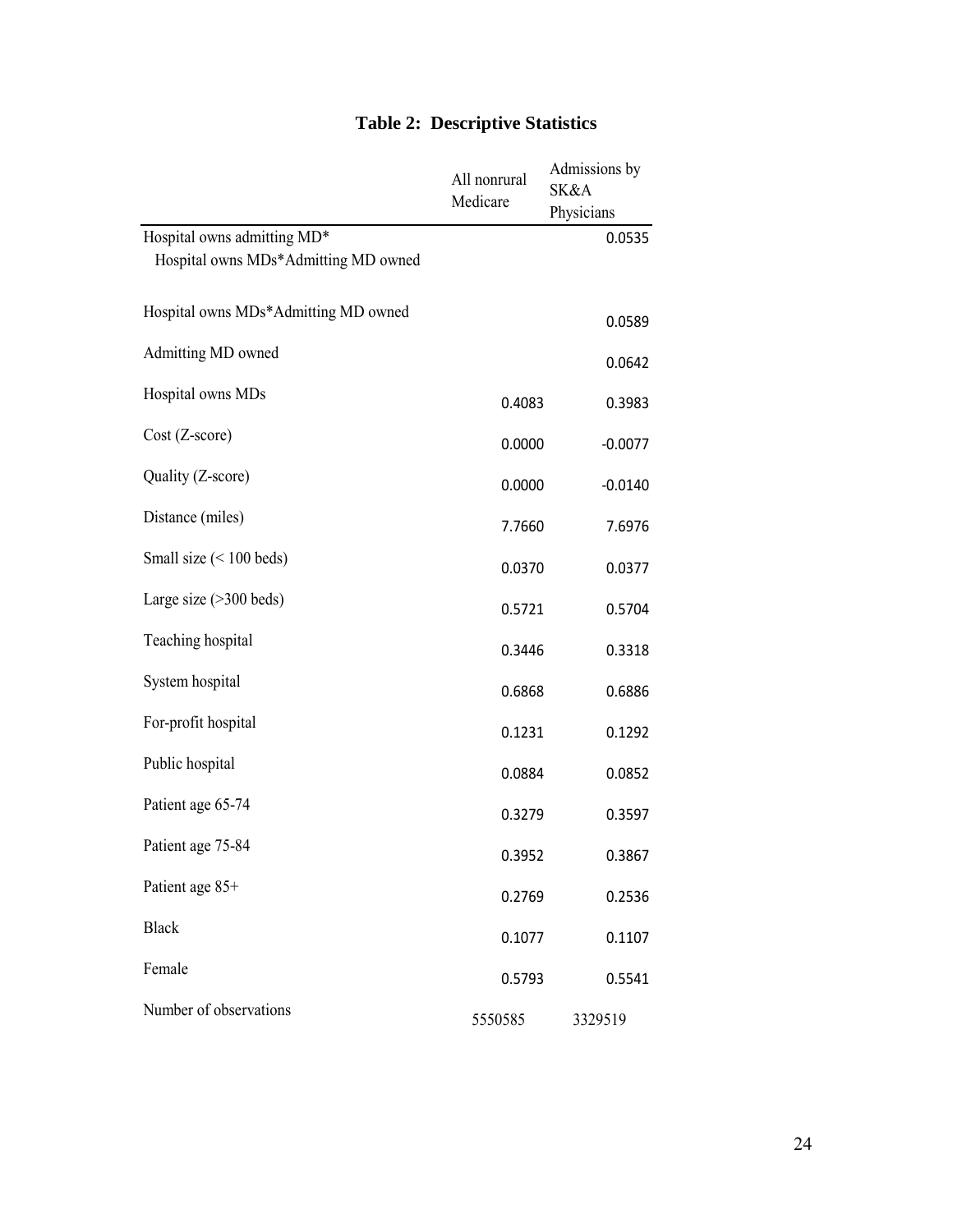# Table 2: Descriptive Statistics

| | All nonrural Medicare | Admissions by SK&A Physicians |
|---|---|---|
| Hospital owns admitting MD* Hospital owns MDs*Admitting MD owned | | 0.0535 |
| Hospital owns MDs*Admitting MD owned | | 0.0589 |
| Admitting MD owned | | 0.0642 |
| Hospital owns MDs | 0.4083 | 0.3983 |
| Cost (Z-score) | 0.0000 | -0.0077 |
| Quality (Z-score) | 0.0000 | -0.0140 |
| Distance (miles) | 7.7660 | 7.6976 |
| Small size (< 100 beds) | 0.0370 | 0.0377 |
| Large size (>300 beds) | 0.5721 | 0.5704 |
| Teaching hospital | 0.3446 | 0.3318 |
| System hospital | 0.6868 | 0.6886 |
| For-profit hospital | 0.1231 | 0.1292 |
| Public hospital | 0.0884 | 0.0852 |
| Patient age 65-74 | 0.3279 | 0.3597 |
| Patient age 75-84 | 0.3952 | 0.3867 |
| Patient age 85+ | 0.2769 | 0.2536 |
| Black | 0.1077 | 0.1107 |
| Female | 0.5793 | 0.5541 |
| Number of observations | 5550585 | 3329519 |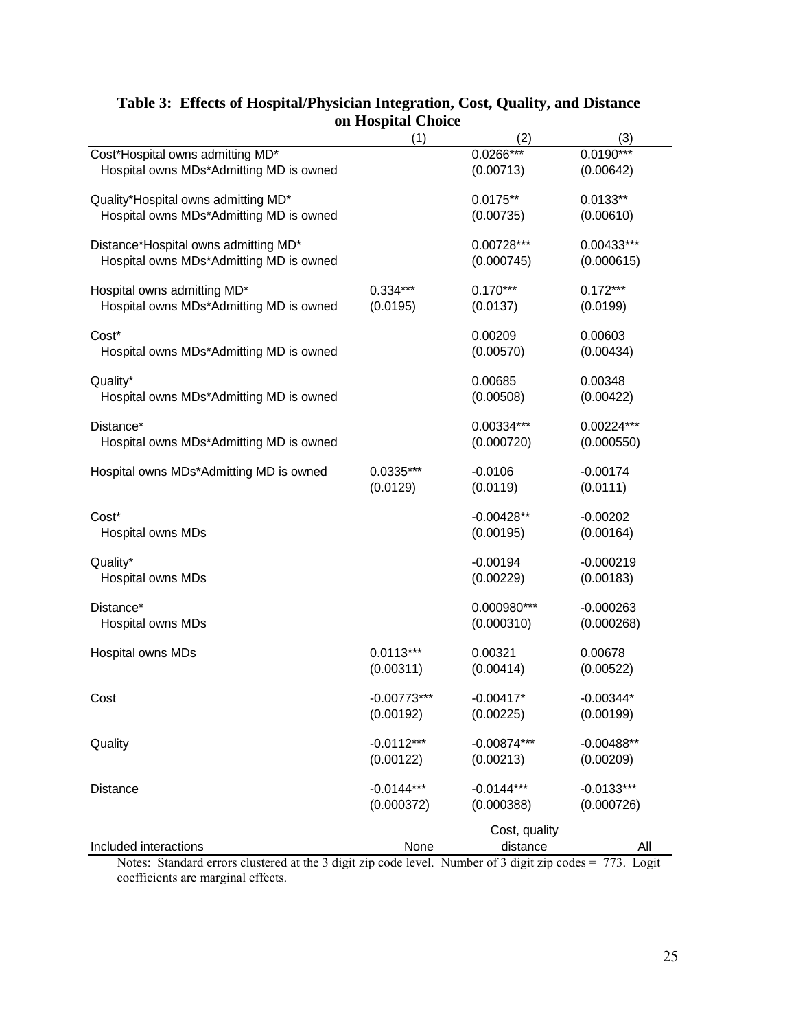**Table 3: Effects of Hospital/Physician Integration, Cost, Quality, and Distance on Hospital Choice**

| | (1) | (2) | (3) |
|---|---|---|---|
| Cost*Hospital owns admitting MD* Hospital owns MDs*Admitting MD is owned | | 0.0266*** | 0.0190*** |
| | | (0.00713) | (0.00642) |
| Quality*Hospital owns admitting MD* Hospital owns MDs*Admitting MD is owned | | 0.0175** | 0.0133** |
| | | (0.00735) | (0.00610) |
| Distance*Hospital owns admitting MD* Hospital owns MDs*Admitting MD is owned | | 0.00728*** | 0.00433*** |
| | | (0.000745) | (0.000615) |
| Hospital owns admitting MD* Hospital owns MDs*Admitting MD is owned | 0.334*** | 0.170*** | 0.172*** |
| | (0.0195) | (0.0137) | (0.0199) |
| Cost* Hospital owns MDs*Admitting MD is owned | | 0.00209 | 0.00603 |
| | | (0.00570) | (0.00434) |
| Quality* Hospital owns MDs*Admitting MD is owned | | 0.00685 | 0.00348 |
| | | (0.00508) | (0.00422) |
| Distance* Hospital owns MDs*Admitting MD is owned | | 0.00334*** | 0.00224*** |
| | | (0.000720) | (0.000550) |
| Hospital owns MDs*Admitting MD is owned | 0.0335*** | -0.0106 | -0.00174 |
| | (0.0129) | (0.0119) | (0.0111) |
| Cost* Hospital owns MDs | | -0.00428** | -0.00202 |
| | | (0.00195) | (0.00164) |
| Quality* Hospital owns MDs | | -0.00194 | -0.000219 |
| | | (0.00229) | (0.00183) |
| Distance* Hospital owns MDs | | 0.000980*** | -0.000263 |
| | | (0.000310) | (0.000268) |
| Hospital owns MDs | 0.0113*** | 0.00321 | 0.00678 |
| | (0.00311) | (0.00414) | (0.00522) |
| Cost | -0.00773*** | -0.00417* | -0.00344* |
| | (0.00192) | (0.00225) | (0.00199) |
| Quality | -0.0112*** | -0.00874*** | -0.00488** |
| | (0.00122) | (0.00213) | (0.00209) |
| Distance | -0.0144*** | -0.0144*** | -0.0133*** |
| | (0.000372) | (0.000388) | (0.000726) |
| Included interactions | None | Cost, quality distance | All |

Notes: Standard errors clustered at the 3 digit zip code level. Number of 3 digit zip codes = 773. Logit coefficients are marginal effects.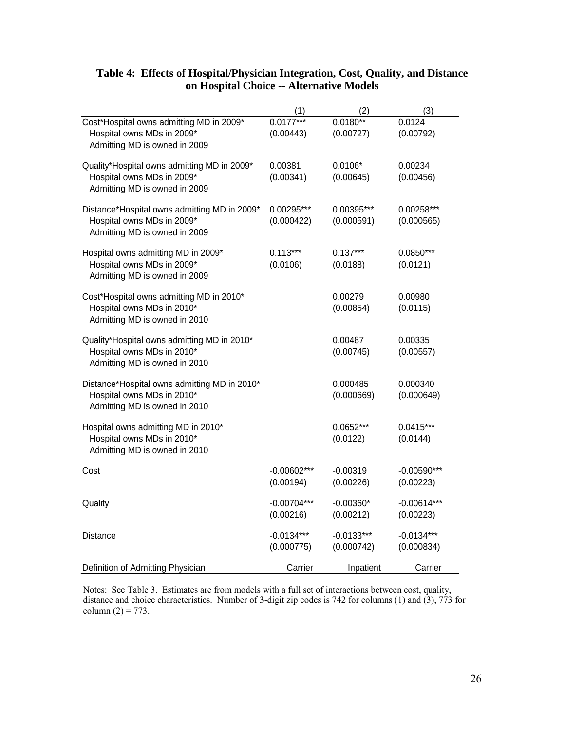**Table 4: Effects of Hospital/Physician Integration, Cost, Quality, and Distance on Hospital Choice -- Alternative Models**

| | (1) | (2) | (3) |
|---|---|---|---|
| Cost*Hospital owns admitting MD in 2009* Hospital owns MDs in 2009* Admitting MD is owned in 2009 | 0.0177*** | 0.0180** | 0.0124 |
| | (0.00443) | (0.00727) | (0.00792) |
| Quality*Hospital owns admitting MD in 2009* Hospital owns MDs in 2009* Admitting MD is owned in 2009 | 0.00381 | 0.0106* | 0.00234 |
| | (0.00341) | (0.00645) | (0.00456) |
| Distance*Hospital owns admitting MD in 2009* Hospital owns MDs in 2009* Admitting MD is owned in 2009 | 0.00295*** | 0.00395*** | 0.00258*** |
| | (0.000422) | (0.000591) | (0.000565) |
| Hospital owns admitting MD in 2009* Hospital owns MDs in 2009* Admitting MD is owned in 2009 | 0.113*** | 0.137*** | 0.0850*** |
| | (0.0106) | (0.0188) | (0.0121) |
| Cost*Hospital owns admitting MD in 2010* Hospital owns MDs in 2010* Admitting MD is owned in 2010 | | 0.00279 | 0.00980 |
| | | (0.00854) | (0.0115) |
| Quality*Hospital owns admitting MD in 2010* Hospital owns MDs in 2010* Admitting MD is owned in 2010 | | 0.00487 | 0.00335 |
| | | (0.00745) | (0.00557) |
| Distance*Hospital owns admitting MD in 2010* Hospital owns MDs in 2010* Admitting MD is owned in 2010 | | 0.000485 | 0.000340 |
| | | (0.000669) | (0.000649) |
| Hospital owns admitting MD in 2010* Hospital owns MDs in 2010* Admitting MD is owned in 2010 | | 0.0652*** | 0.0415*** |
| | | (0.0122) | (0.0144) |
| Cost | -0.00602*** | -0.00319 | -0.00590*** |
| | (0.00194) | (0.00226) | (0.00223) |
| Quality | -0.00704*** | -0.00360* | -0.00614*** |
| | (0.00216) | (0.00212) | (0.00223) |
| Distance | -0.0134*** | -0.0133*** | -0.0134*** |
| | (0.000775) | (0.000742) | (0.000834) |
| Definition of Admitting Physician | Carrier | Inpatient | Carrier |

Notes: See Table 3. Estimates are from models with a full set of interactions between cost, quality, distance and choice characteristics. Number of 3-digit zip codes is 742 for columns (1) and (3), 773 for column (2) = 773.